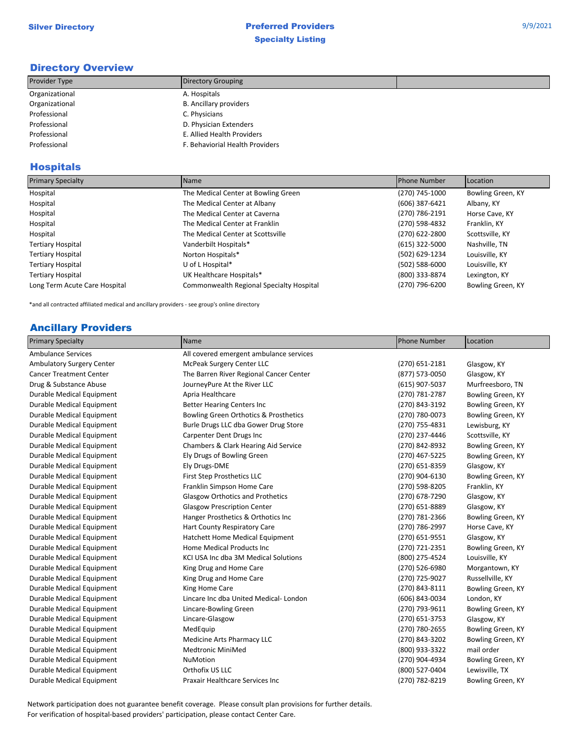Silver Directory

**Preferred Providers**
**Specialty Listing**

9/9/2021

## Directory Overview

| Provider Type | Directory Grouping | |
|---|---|---|
| Organizational | A. Hospitals | |
| Organizational | B. Ancillary providers | |
| Professional | C. Physicians | |
| Professional | D. Physician Extenders | |
| Professional | E. Allied Health Providers | |
| Professional | F. Behaviorial Health Providers | |

## Hospitals

| Primary Specialty | Name | Phone Number | Location |
|---|---|---|---|
| Hospital | The Medical Center at Bowling Green | (270) 745-1000 | Bowling Green, KY |
| Hospital | The Medical Center at Albany | (606) 387-6421 | Albany, KY |
| Hospital | The Medical Center at Caverna | (270) 786-2191 | Horse Cave, KY |
| Hospital | The Medical Center at Franklin | (270) 598-4832 | Franklin, KY |
| Hospital | The Medical Center at Scottsville | (270) 622-2800 | Scottsville, KY |
| Tertiary Hospital | Vanderbilt Hospitals* | (615) 322-5000 | Nashville, TN |
| Tertiary Hospital | Norton Hospitals* | (502) 629-1234 | Louisville, KY |
| Tertiary Hospital | U of L Hospital* | (502) 588-6000 | Louisville, KY |
| Tertiary Hospital | UK Healthcare Hospitals* | (800) 333-8874 | Lexington, KY |
| Long Term Acute Care Hospital | Commonwealth Regional Specialty Hospital | (270) 796-6200 | Bowling Green, KY |

*and all contracted affiliated medical and ancillary providers - see group's online directory

## Ancillary Providers

| Primary Specialty | Name | Phone Number | Location |
|---|---|---|---|
| Ambulance Services | All covered emergent ambulance services | | |
| Ambulatory Surgery Center | McPeak Surgery Center LLC | (270) 651-2181 | Glasgow, KY |
| Cancer Treatment Center | The Barren River Regional Cancer Center | (877) 573-0050 | Glasgow, KY |
| Drug & Substance Abuse | JourneyPure At the River LLC | (615) 907-5037 | Murfreesboro, TN |
| Durable Medical Equipment | Apria Healthcare | (270) 781-2787 | Bowling Green, KY |
| Durable Medical Equipment | Better Hearing Centers Inc | (270) 843-3192 | Bowling Green, KY |
| Durable Medical Equipment | Bowling Green Orthotics & Prosthetics | (270) 780-0073 | Bowling Green, KY |
| Durable Medical Equipment | Burle Drugs LLC dba Gower Drug Store | (270) 755-4831 | Lewisburg, KY |
| Durable Medical Equipment | Carpenter Dent Drugs Inc | (270) 237-4446 | Scottsville, KY |
| Durable Medical Equipment | Chambers & Clark Hearing Aid Service | (270) 842-8932 | Bowling Green, KY |
| Durable Medical Equipment | Ely Drugs of Bowling Green | (270) 467-5225 | Bowling Green, KY |
| Durable Medical Equipment | Ely Drugs-DME | (270) 651-8359 | Glasgow, KY |
| Durable Medical Equipment | First Step Prosthetics LLC | (270) 904-6130 | Bowling Green, KY |
| Durable Medical Equipment | Franklin Simpson Home Care | (270) 598-8205 | Franklin, KY |
| Durable Medical Equipment | Glasgow Orthotics and Prothetics | (270) 678-7290 | Glasgow, KY |
| Durable Medical Equipment | Glasgow Prescription Center | (270) 651-8889 | Glasgow, KY |
| Durable Medical Equipment | Hanger Prosthetics & Orthotics Inc | (270) 781-2366 | Bowling Green, KY |
| Durable Medical Equipment | Hart County Respiratory Care | (270) 786-2997 | Horse Cave, KY |
| Durable Medical Equipment | Hatchett Home Medical Equipment | (270) 651-9551 | Glasgow, KY |
| Durable Medical Equipment | Home Medical Products Inc | (270) 721-2351 | Bowling Green, KY |
| Durable Medical Equipment | KCI USA Inc dba 3M Medical Solutions | (800) 275-4524 | Louisville, KY |
| Durable Medical Equipment | King Drug and Home Care | (270) 526-6980 | Morgantown, KY |
| Durable Medical Equipment | King Drug and Home Care | (270) 725-9027 | Russellville, KY |
| Durable Medical Equipment | King Home Care | (270) 843-8111 | Bowling Green, KY |
| Durable Medical Equipment | Lincare Inc dba United Medical- London | (606) 843-0034 | London, KY |
| Durable Medical Equipment | Lincare-Bowling Green | (270) 793-9611 | Bowling Green, KY |
| Durable Medical Equipment | Lincare-Glasgow | (270) 651-3753 | Glasgow, KY |
| Durable Medical Equipment | MedEquip | (270) 780-2655 | Bowling Green, KY |
| Durable Medical Equipment | Medicine Arts Pharmacy LLC | (270) 843-3202 | Bowling Green, KY |
| Durable Medical Equipment | Medtronic MiniMed | (800) 933-3322 | mail order |
| Durable Medical Equipment | NuMotion | (270) 904-4934 | Bowling Green, KY |
| Durable Medical Equipment | Orthofix US LLC | (800) 527-0404 | Lewisville, TX |
| Durable Medical Equipment | Praxair Healthcare Services Inc | (270) 782-8219 | Bowling Green, KY |

Network participation does not guarantee benefit coverage. Please consult plan provisions for further details.
For verification of hospital-based providers' participation, please contact Center Care.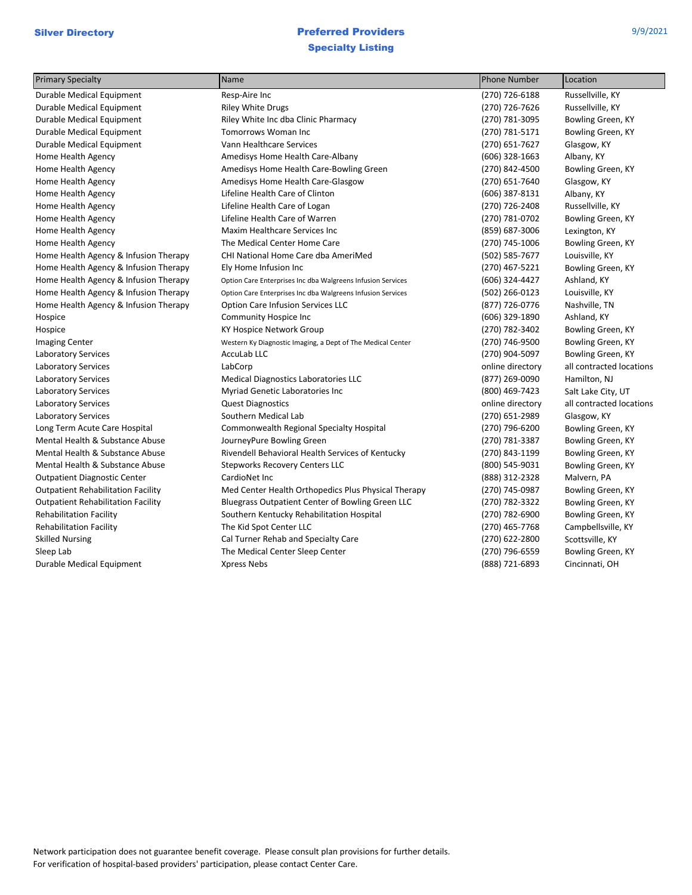**Silver Directory**

## Preferred Providers
### Specialty Listing

9/9/2021

| Primary Specialty | Name | Phone Number | Location |
|---|---|---|---|
| Durable Medical Equipment | Resp-Aire Inc | (270) 726-6188 | Russellville, KY |
| Durable Medical Equipment | Riley White Drugs | (270) 726-7626 | Russellville, KY |
| Durable Medical Equipment | Riley White Inc dba Clinic Pharmacy | (270) 781-3095 | Bowling Green, KY |
| Durable Medical Equipment | Tomorrows Woman Inc | (270) 781-5171 | Bowling Green, KY |
| Durable Medical Equipment | Vann Healthcare Services | (270) 651-7627 | Glasgow, KY |
| Home Health Agency | Amedisys Home Health Care-Albany | (606) 328-1663 | Albany, KY |
| Home Health Agency | Amedisys Home Health Care-Bowling Green | (270) 842-4500 | Bowling Green, KY |
| Home Health Agency | Amedisys Home Health Care-Glasgow | (270) 651-7640 | Glasgow, KY |
| Home Health Agency | Lifeline Health Care of Clinton | (606) 387-8131 | Albany, KY |
| Home Health Agency | Lifeline Health Care of Logan | (270) 726-2408 | Russellville, KY |
| Home Health Agency | Lifeline Health Care of Warren | (270) 781-0702 | Bowling Green, KY |
| Home Health Agency | Maxim Healthcare Services Inc | (859) 687-3006 | Lexington, KY |
| Home Health Agency | The Medical Center Home Care | (270) 745-1006 | Bowling Green, KY |
| Home Health Agency & Infusion Therapy | CHI National Home Care dba AmeriMed | (502) 585-7677 | Louisville, KY |
| Home Health Agency & Infusion Therapy | Ely Home Infusion Inc | (270) 467-5221 | Bowling Green, KY |
| Home Health Agency & Infusion Therapy | Option Care Enterprises Inc dba Walgreens Infusion Services | (606) 324-4427 | Ashland, KY |
| Home Health Agency & Infusion Therapy | Option Care Enterprises Inc dba Walgreens Infusion Services | (502) 266-0123 | Louisville, KY |
| Home Health Agency & Infusion Therapy | Option Care Infusion Services LLC | (877) 726-0776 | Nashville, TN |
| Hospice | Community Hospice Inc | (606) 329-1890 | Ashland, KY |
| Hospice | KY Hospice Network Group | (270) 782-3402 | Bowling Green, KY |
| Imaging Center | Western Ky Diagnostic Imaging, a Dept of The Medical Center | (270) 746-9500 | Bowling Green, KY |
| Laboratory Services | AccuLab LLC | (270) 904-5097 | Bowling Green, KY |
| Laboratory Services | LabCorp | online directory | all contracted locations |
| Laboratory Services | Medical Diagnostics Laboratories LLC | (877) 269-0090 | Hamilton, NJ |
| Laboratory Services | Myriad Genetic Laboratories Inc | (800) 469-7423 | Salt Lake City, UT |
| Laboratory Services | Quest Diagnostics | online directory | all contracted locations |
| Laboratory Services | Southern Medical Lab | (270) 651-2989 | Glasgow, KY |
| Long Term Acute Care Hospital | Commonwealth Regional Specialty Hospital | (270) 796-6200 | Bowling Green, KY |
| Mental Health & Substance Abuse | JourneyPure Bowling Green | (270) 781-3387 | Bowling Green, KY |
| Mental Health & Substance Abuse | Rivendell Behavioral Health Services of Kentucky | (270) 843-1199 | Bowling Green, KY |
| Mental Health & Substance Abuse | Stepworks Recovery Centers LLC | (800) 545-9031 | Bowling Green, KY |
| Outpatient Diagnostic Center | CardioNet Inc | (888) 312-2328 | Malvern, PA |
| Outpatient Rehabilitation Facility | Med Center Health Orthopedics Plus Physical Therapy | (270) 745-0987 | Bowling Green, KY |
| Outpatient Rehabilitation Facility | Bluegrass Outpatient Center of Bowling Green LLC | (270) 782-3322 | Bowling Green, KY |
| Rehabilitation Facility | Southern Kentucky Rehabilitation Hospital | (270) 782-6900 | Bowling Green, KY |
| Rehabilitation Facility | The Kid Spot Center LLC | (270) 465-7768 | Campbellsville, KY |
| Skilled Nursing | Cal Turner Rehab and Specialty Care | (270) 622-2800 | Scottsville, KY |
| Sleep Lab | The Medical Center Sleep Center | (270) 796-6559 | Bowling Green, KY |
| Durable Medical Equipment | Xpress Nebs | (888) 721-6893 | Cincinnati, OH |

Network participation does not guarantee benefit coverage. Please consult plan provisions for further details.
For verification of hospital-based providers' participation, please contact Center Care.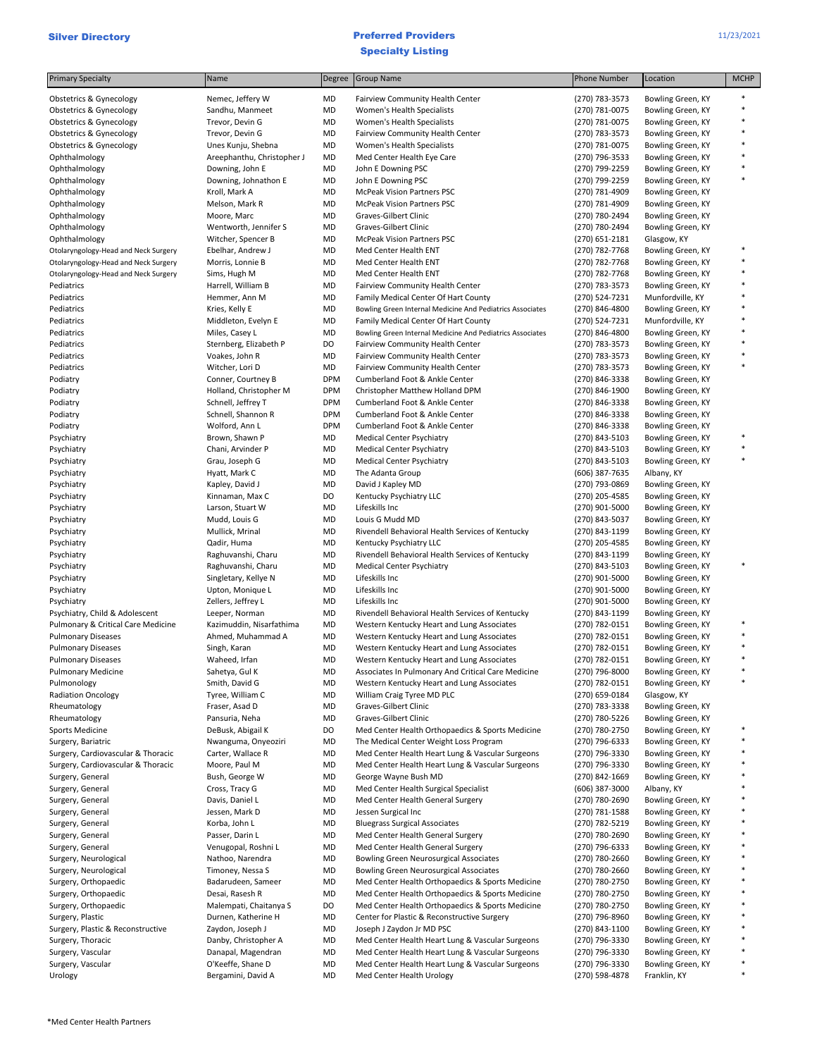**Silver Directory**

**Preferred Providers**
**Specialty Listing**

11/23/2021

| Primary Specialty | Name | Degree | Group Name | Phone Number | Location | MCHP |
|---|---|---|---|---|---|---|
| Obstetrics & Gynecology | Nemec, Jeffery W | MD | Fairview Community Health Center | (270) 783-3573 | Bowling Green, KY | * |
| Obstetrics & Gynecology | Sandhu, Manmeet | MD | Women's Health Specialists | (270) 781-0075 | Bowling Green, KY | * |
| Obstetrics & Gynecology | Trevor, Devin G | MD | Women's Health Specialists | (270) 781-0075 | Bowling Green, KY | * |
| Obstetrics & Gynecology | Trevor, Devin G | MD | Fairview Community Health Center | (270) 783-3573 | Bowling Green, KY | * |
| Obstetrics & Gynecology | Unes Kunju, Shebna | MD | Women's Health Specialists | (270) 781-0075 | Bowling Green, KY | * |
| Ophthalmology | Areephanthu, Christopher J | MD | Med Center Health Eye Care | (270) 796-3533 | Bowling Green, KY | * |
| Ophthalmology | Downing, John E | MD | John E Downing PSC | (270) 799-2259 | Bowling Green, KY | * |
| Ophthalmology | Downing, Johnathon E | MD | John E Downing PSC | (270) 799-2259 | Bowling Green, KY | * |
| Ophthalmology | Kroll, Mark A | MD | McPeak Vision Partners PSC | (270) 781-4909 | Bowling Green, KY | |
| Ophthalmology | Melson, Mark R | MD | McPeak Vision Partners PSC | (270) 781-4909 | Bowling Green, KY | |
| Ophthalmology | Moore, Marc | MD | Graves-Gilbert Clinic | (270) 780-2494 | Bowling Green, KY | |
| Ophthalmology | Wentworth, Jennifer S | MD | Graves-Gilbert Clinic | (270) 780-2494 | Bowling Green, KY | |
| Ophthalmology | Witcher, Spencer B | MD | McPeak Vision Partners PSC | (270) 651-2181 | Glasgow, KY | |
| Otolaryngology-Head and Neck Surgery | Ebelhar, Andrew J | MD | Med Center Health ENT | (270) 782-7768 | Bowling Green, KY | * |
| Otolaryngology-Head and Neck Surgery | Morris, Lonnie B | MD | Med Center Health ENT | (270) 782-7768 | Bowling Green, KY | * |
| Otolaryngology-Head and Neck Surgery | Sims, Hugh M | MD | Med Center Health ENT | (270) 782-7768 | Bowling Green, KY | * |
| Pediatrics | Harrell, William B | MD | Fairview Community Health Center | (270) 783-3573 | Bowling Green, KY | * |
| Pediatrics | Hemmer, Ann M | MD | Family Medical Center Of Hart County | (270) 524-7231 | Munfordville, KY | * |
| Pediatrics | Kries, Kelly E | MD | Bowling Green Internal Medicine And Pediatrics Associates | (270) 846-4800 | Bowling Green, KY | * |
| Pediatrics | Middleton, Evelyn E | MD | Family Medical Center Of Hart County | (270) 524-7231 | Munfordville, KY | * |
| Pediatrics | Miles, Casey L | MD | Bowling Green Internal Medicine And Pediatrics Associates | (270) 846-4800 | Bowling Green, KY | * |
| Pediatrics | Sternberg, Elizabeth P | DO | Fairview Community Health Center | (270) 783-3573 | Bowling Green, KY | * |
| Pediatrics | Voakes, John R | MD | Fairview Community Health Center | (270) 783-3573 | Bowling Green, KY | * |
| Pediatrics | Witcher, Lori D | MD | Fairview Community Health Center | (270) 783-3573 | Bowling Green, KY | * |
| Podiatry | Conner, Courtney B | DPM | Cumberland Foot & Ankle Center | (270) 846-3338 | Bowling Green, KY | |
| Podiatry | Holland, Christopher M | DPM | Christopher Matthew Holland DPM | (270) 846-1900 | Bowling Green, KY | |
| Podiatry | Schnell, Jeffrey T | DPM | Cumberland Foot & Ankle Center | (270) 846-3338 | Bowling Green, KY | |
| Podiatry | Schnell, Shannon R | DPM | Cumberland Foot & Ankle Center | (270) 846-3338 | Bowling Green, KY | |
| Podiatry | Wolford, Ann L | DPM | Cumberland Foot & Ankle Center | (270) 846-3338 | Bowling Green, KY | |
| Psychiatry | Brown, Shawn P | MD | Medical Center Psychiatry | (270) 843-5103 | Bowling Green, KY | * |
| Psychiatry | Chani, Arvinder P | MD | Medical Center Psychiatry | (270) 843-5103 | Bowling Green, KY | * |
| Psychiatry | Grau, Joseph G | MD | Medical Center Psychiatry | (270) 843-5103 | Bowling Green, KY | * |
| Psychiatry | Hyatt, Mark C | MD | The Adanta Group | (606) 387-7635 | Albany, KY | |
| Psychiatry | Kapley, David J | MD | David J Kapley MD | (270) 793-0869 | Bowling Green, KY | |
| Psychiatry | Kinnaman, Max C | DO | Kentucky Psychiatry LLC | (270) 205-4585 | Bowling Green, KY | |
| Psychiatry | Larson, Stuart W | MD | Lifeskills Inc | (270) 901-5000 | Bowling Green, KY | |
| Psychiatry | Mudd, Louis G | MD | Louis G Mudd MD | (270) 843-5037 | Bowling Green, KY | |
| Psychiatry | Mullick, Mrinal | MD | Rivendell Behavioral Health Services of Kentucky | (270) 843-1199 | Bowling Green, KY | |
| Psychiatry | Qadir, Huma | MD | Kentucky Psychiatry LLC | (270) 205-4585 | Bowling Green, KY | |
| Psychiatry | Raghuvanshi, Charu | MD | Rivendell Behavioral Health Services of Kentucky | (270) 843-1199 | Bowling Green, KY | |
| Psychiatry | Raghuvanshi, Charu | MD | Medical Center Psychiatry | (270) 843-5103 | Bowling Green, KY | * |
| Psychiatry | Singletary, Kellye N | MD | Lifeskills Inc | (270) 901-5000 | Bowling Green, KY | |
| Psychiatry | Upton, Monique L | MD | Lifeskills Inc | (270) 901-5000 | Bowling Green, KY | |
| Psychiatry | Zellers, Jeffrey L | MD | Lifeskills Inc | (270) 901-5000 | Bowling Green, KY | |
| Psychiatry, Child & Adolescent | Leeper, Norman | MD | Rivendell Behavioral Health Services of Kentucky | (270) 843-1199 | Bowling Green, KY | |
| Pulmonary & Critical Care Medicine | Kazimuddin, Nisarfathima | MD | Western Kentucky Heart and Lung Associates | (270) 782-0151 | Bowling Green, KY | * |
| Pulmonary Diseases | Ahmed, Muhammad A | MD | Western Kentucky Heart and Lung Associates | (270) 782-0151 | Bowling Green, KY | * |
| Pulmonary Diseases | Singh, Karan | MD | Western Kentucky Heart and Lung Associates | (270) 782-0151 | Bowling Green, KY | * |
| Pulmonary Diseases | Waheed, Irfan | MD | Western Kentucky Heart and Lung Associates | (270) 782-0151 | Bowling Green, KY | * |
| Pulmonary Medicine | Sahetya, Gul K | MD | Associates In Pulmonary And Critical Care Medicine | (270) 796-8000 | Bowling Green, KY | * |
| Pulmonology | Smith, David G | MD | Western Kentucky Heart and Lung Associates | (270) 782-0151 | Bowling Green, KY | * |
| Radiation Oncology | Tyree, William C | MD | William Craig Tyree MD PLC | (270) 659-0184 | Glasgow, KY | |
| Rheumatology | Fraser, Asad D | MD | Graves-Gilbert Clinic | (270) 783-3338 | Bowling Green, KY | |
| Rheumatology | Pansuria, Neha | MD | Graves-Gilbert Clinic | (270) 780-5226 | Bowling Green, KY | |
| Sports Medicine | DeBusk, Abigail K | DO | Med Center Health Orthopaedics & Sports Medicine | (270) 780-2750 | Bowling Green, KY | * |
| Surgery, Bariatric | Nwanguma, Onyeoziri | MD | The Medical Center Weight Loss Program | (270) 796-6333 | Bowling Green, KY | * |
| Surgery, Cardiovascular & Thoracic | Carter, Wallace R | MD | Med Center Health Heart Lung & Vascular Surgeons | (270) 796-3330 | Bowling Green, KY | * |
| Surgery, Cardiovascular & Thoracic | Moore, Paul M | MD | Med Center Health Heart Lung & Vascular Surgeons | (270) 796-3330 | Bowling Green, KY | * |
| Surgery, General | Bush, George W | MD | George Wayne Bush MD | (270) 842-1669 | Bowling Green, KY | * |
| Surgery, General | Cross, Tracy G | MD | Med Center Health Surgical Specialist | (606) 387-3000 | Albany, KY | * |
| Surgery, General | Davis, Daniel L | MD | Med Center Health General Surgery | (270) 780-2690 | Bowling Green, KY | * |
| Surgery, General | Jessen, Mark D | MD | Jessen Surgical Inc | (270) 781-1588 | Bowling Green, KY | * |
| Surgery, General | Korba, John L | MD | Bluegrass Surgical Associates | (270) 782-5219 | Bowling Green, KY | * |
| Surgery, General | Passer, Darin L | MD | Med Center Health General Surgery | (270) 780-2690 | Bowling Green, KY | * |
| Surgery, General | Venugopal, Roshni L | MD | Med Center Health General Surgery | (270) 796-6333 | Bowling Green, KY | * |
| Surgery, Neurological | Nathoo, Narendra | MD | Bowling Green Neurosurgical Associates | (270) 780-2660 | Bowling Green, KY | * |
| Surgery, Neurological | Timoney, Nessa S | MD | Bowling Green Neurosurgical Associates | (270) 780-2660 | Bowling Green, KY | * |
| Surgery, Orthopaedic | Badarudeen, Sameer | MD | Med Center Health Orthopaedics & Sports Medicine | (270) 780-2750 | Bowling Green, KY | * |
| Surgery, Orthopaedic | Desai, Rasesh R | MD | Med Center Health Orthopaedics & Sports Medicine | (270) 780-2750 | Bowling Green, KY | * |
| Surgery, Orthopaedic | Malempati, Chaitanya S | DO | Med Center Health Orthopaedics & Sports Medicine | (270) 780-2750 | Bowling Green, KY | * |
| Surgery, Plastic | Durnen, Katherine H | MD | Center for Plastic & Reconstructive Surgery | (270) 796-8960 | Bowling Green, KY | * |
| Surgery, Plastic & Reconstructive | Zaydon, Joseph J | MD | Joseph J Zaydon Jr MD PSC | (270) 843-1100 | Bowling Green, KY | * |
| Surgery, Thoracic | Danby, Christopher A | MD | Med Center Health Heart Lung & Vascular Surgeons | (270) 796-3330 | Bowling Green, KY | * |
| Surgery, Vascular | Danapal, Magendran | MD | Med Center Health Heart Lung & Vascular Surgeons | (270) 796-3330 | Bowling Green, KY | * |
| Surgery, Vascular | O'Keeffe, Shane D | MD | Med Center Health Heart Lung & Vascular Surgeons | (270) 796-3330 | Bowling Green, KY | * |
| Urology | Bergamini, David A | MD | Med Center Health Urology | (270) 598-4878 | Franklin, KY | * |

*Med Center Health Partners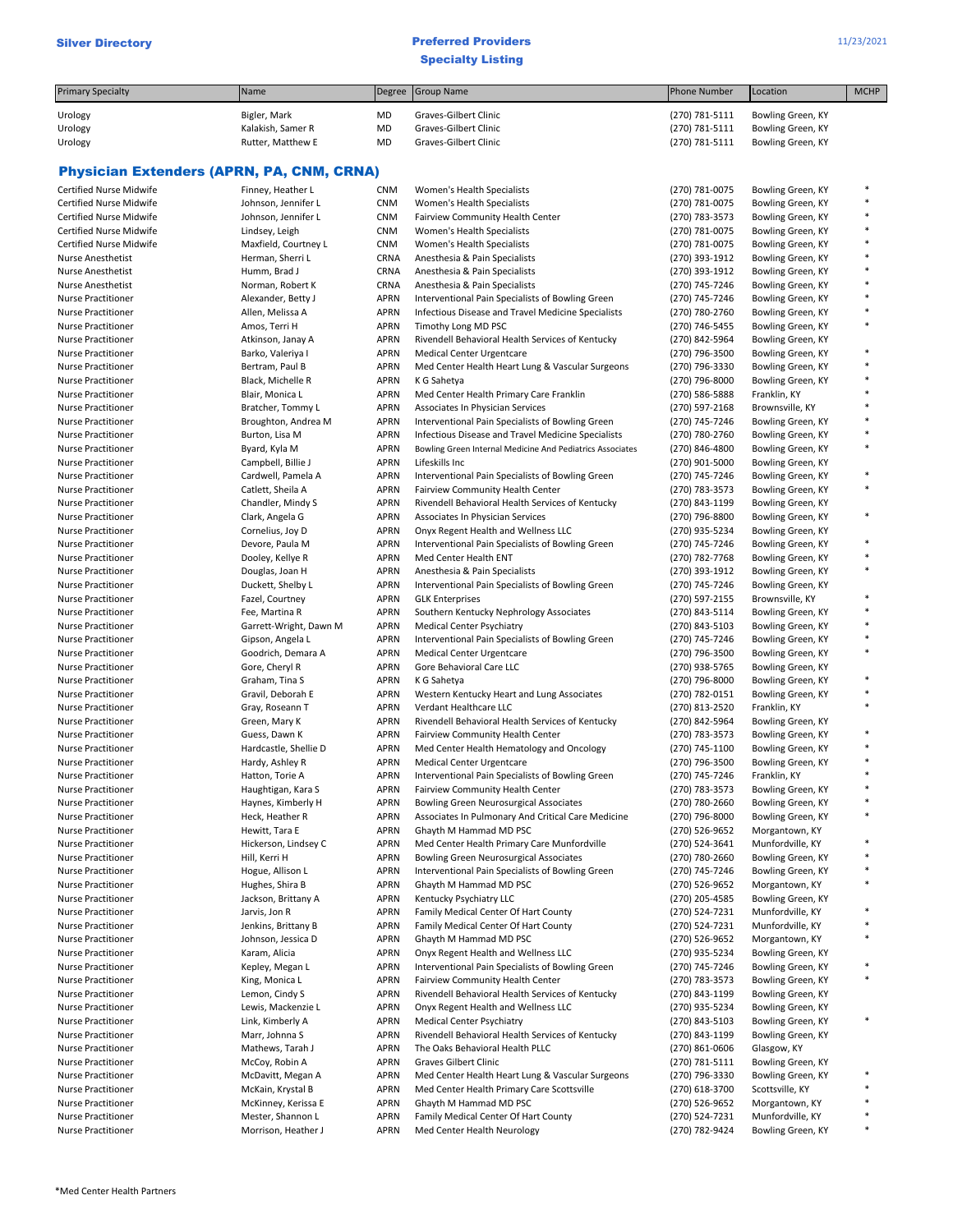| Primary Specialty | Name | Degree | Group Name | Phone Number | Location | MCHP |
|---|---|---|---|---|---|---|
| Urology | Bigler, Mark | MD | Graves-Gilbert Clinic | (270) 781-5111 | Bowling Green, KY | |
| Urology | Kalakish, Samer R | MD | Graves-Gilbert Clinic | (270) 781-5111 | Bowling Green, KY | |
| Urology | Rutter, Matthew E | MD | Graves-Gilbert Clinic | (270) 781-5111 | Bowling Green, KY | |

## Physician Extenders (APRN, PA, CNM, CRNA)

| Primary Specialty | Name | Degree | Group Name | Phone Number | Location | MCHP |
|---|---|---|---|---|---|---|
| Certified Nurse Midwife | Finney, Heather L | CNM | Women's Health Specialists | (270) 781-0075 | Bowling Green, KY | * |
| Certified Nurse Midwife | Johnson, Jennifer L | CNM | Women's Health Specialists | (270) 781-0075 | Bowling Green, KY | * |
| Certified Nurse Midwife | Johnson, Jennifer L | CNM | Fairview Community Health Center | (270) 783-3573 | Bowling Green, KY | * |
| Certified Nurse Midwife | Lindsey, Leigh | CNM | Women's Health Specialists | (270) 781-0075 | Bowling Green, KY | * |
| Certified Nurse Midwife | Maxfield, Courtney L | CNM | Women's Health Specialists | (270) 781-0075 | Bowling Green, KY | * |
| Nurse Anesthetist | Herman, Sherri L | CRNA | Anesthesia & Pain Specialists | (270) 393-1912 | Bowling Green, KY | * |
| Nurse Anesthetist | Humm, Brad J | CRNA | Anesthesia & Pain Specialists | (270) 393-1912 | Bowling Green, KY | * |
| Nurse Anesthetist | Norman, Robert K | CRNA | Anesthesia & Pain Specialists | (270) 745-7246 | Bowling Green, KY | * |
| Nurse Practitioner | Alexander, Betty J | APRN | Interventional Pain Specialists of Bowling Green | (270) 745-7246 | Bowling Green, KY | * |
| Nurse Practitioner | Allen, Melissa A | APRN | Infectious Disease and Travel Medicine Specialists | (270) 780-2760 | Bowling Green, KY | * |
| Nurse Practitioner | Amos, Terri H | APRN | Timothy Long MD PSC | (270) 746-5455 | Bowling Green, KY | * |
| Nurse Practitioner | Atkinson, Janay A | APRN | Rivendell Behavioral Health Services of Kentucky | (270) 842-5964 | Bowling Green, KY | |
| Nurse Practitioner | Barko, Valeriya I | APRN | Medical Center Urgentcare | (270) 796-3500 | Bowling Green, KY | * |
| Nurse Practitioner | Bertram, Paul B | APRN | Med Center Health Heart Lung & Vascular Surgeons | (270) 796-3330 | Bowling Green, KY | * |
| Nurse Practitioner | Black, Michelle R | APRN | K G Sahetya | (270) 796-8000 | Bowling Green, KY | * |
| Nurse Practitioner | Blair, Monica L | APRN | Med Center Health Primary Care Franklin | (270) 586-5888 | Franklin, KY | * |
| Nurse Practitioner | Bratcher, Tommy L | APRN | Associates In Physician Services | (270) 597-2168 | Brownsville, KY | * |
| Nurse Practitioner | Broughton, Andrea M | APRN | Interventional Pain Specialists of Bowling Green | (270) 745-7246 | Bowling Green, KY | * |
| Nurse Practitioner | Burton, Lisa M | APRN | Infectious Disease and Travel Medicine Specialists | (270) 780-2760 | Bowling Green, KY | * |
| Nurse Practitioner | Byard, Kyla M | APRN | Bowling Green Internal Medicine And Pediatrics Associates | (270) 846-4800 | Bowling Green, KY | * |
| Nurse Practitioner | Campbell, Billie J | APRN | Lifeskills Inc | (270) 901-5000 | Bowling Green, KY | |
| Nurse Practitioner | Cardwell, Pamela A | APRN | Interventional Pain Specialists of Bowling Green | (270) 745-7246 | Bowling Green, KY | * |
| Nurse Practitioner | Catlett, Sheila A | APRN | Fairview Community Health Center | (270) 783-3573 | Bowling Green, KY | * |
| Nurse Practitioner | Chandler, Mindy S | APRN | Rivendell Behavioral Health Services of Kentucky | (270) 843-1199 | Bowling Green, KY | |
| Nurse Practitioner | Clark, Angela G | APRN | Associates In Physician Services | (270) 796-8800 | Bowling Green, KY | * |
| Nurse Practitioner | Cornelius, Joy D | APRN | Onyx Regent Health and Wellness LLC | (270) 935-5234 | Bowling Green, KY | |
| Nurse Practitioner | Devore, Paula M | APRN | Interventional Pain Specialists of Bowling Green | (270) 745-7246 | Bowling Green, KY | * |
| Nurse Practitioner | Dooley, Kellye R | APRN | Med Center Health ENT | (270) 782-7768 | Bowling Green, KY | * |
| Nurse Practitioner | Douglas, Joan H | APRN | Anesthesia & Pain Specialists | (270) 393-1912 | Bowling Green, KY | * |
| Nurse Practitioner | Duckett, Shelby L | APRN | Interventional Pain Specialists of Bowling Green | (270) 745-7246 | Bowling Green, KY | |
| Nurse Practitioner | Fazel, Courtney | APRN | GLK Enterprises | (270) 597-2155 | Brownsville, KY | * |
| Nurse Practitioner | Fee, Martina R | APRN | Southern Kentucky Nephrology Associates | (270) 843-5114 | Bowling Green, KY | * |
| Nurse Practitioner | Garrett-Wright, Dawn M | APRN | Medical Center Psychiatry | (270) 843-5103 | Bowling Green, KY | * |
| Nurse Practitioner | Gipson, Angela L | APRN | Interventional Pain Specialists of Bowling Green | (270) 745-7246 | Bowling Green, KY | * |
| Nurse Practitioner | Goodrich, Demara A | APRN | Medical Center Urgentcare | (270) 796-3500 | Bowling Green, KY | * |
| Nurse Practitioner | Gore, Cheryl R | APRN | Gore Behavioral Care LLC | (270) 938-5765 | Bowling Green, KY | |
| Nurse Practitioner | Graham, Tina S | APRN | K G Sahetya | (270) 796-8000 | Bowling Green, KY | * |
| Nurse Practitioner | Gravil, Deborah E | APRN | Western Kentucky Heart and Lung Associates | (270) 782-0151 | Bowling Green, KY | * |
| Nurse Practitioner | Gray, Roseann T | APRN | Verdant Healthcare LLC | (270) 813-2520 | Franklin, KY | * |
| Nurse Practitioner | Green, Mary K | APRN | Rivendell Behavioral Health Services of Kentucky | (270) 842-5964 | Bowling Green, KY | |
| Nurse Practitioner | Guess, Dawn K | APRN | Fairview Community Health Center | (270) 783-3573 | Bowling Green, KY | * |
| Nurse Practitioner | Hardcastle, Shellie D | APRN | Med Center Health Hematology and Oncology | (270) 745-1100 | Bowling Green, KY | * |
| Nurse Practitioner | Hardy, Ashley R | APRN | Medical Center Urgentcare | (270) 796-3500 | Bowling Green, KY | * |
| Nurse Practitioner | Hatton, Torie A | APRN | Interventional Pain Specialists of Bowling Green | (270) 745-7246 | Franklin, KY | * |
| Nurse Practitioner | Haughtigan, Kara S | APRN | Fairview Community Health Center | (270) 783-3573 | Bowling Green, KY | * |
| Nurse Practitioner | Haynes, Kimberly H | APRN | Bowling Green Neurosurgical Associates | (270) 780-2660 | Bowling Green, KY | * |
| Nurse Practitioner | Heck, Heather R | APRN | Associates In Pulmonary And Critical Care Medicine | (270) 796-8000 | Bowling Green, KY | * |
| Nurse Practitioner | Hewitt, Tara E | APRN | Ghayth M Hammad MD PSC | (270) 526-9652 | Morgantown, KY | |
| Nurse Practitioner | Hickerson, Lindsey C | APRN | Med Center Health Primary Care Munfordville | (270) 524-3641 | Munfordville, KY | * |
| Nurse Practitioner | Hill, Kerri H | APRN | Bowling Green Neurosurgical Associates | (270) 780-2660 | Bowling Green, KY | * |
| Nurse Practitioner | Hogue, Allison L | APRN | Interventional Pain Specialists of Bowling Green | (270) 745-7246 | Bowling Green, KY | * |
| Nurse Practitioner | Hughes, Shira B | APRN | Ghayth M Hammad MD PSC | (270) 526-9652 | Morgantown, KY | * |
| Nurse Practitioner | Jackson, Brittany A | APRN | Kentucky Psychiatry LLC | (270) 205-4585 | Bowling Green, KY | |
| Nurse Practitioner | Jarvis, Jon R | APRN | Family Medical Center Of Hart County | (270) 524-7231 | Munfordville, KY | * |
| Nurse Practitioner | Jenkins, Brittany B | APRN | Family Medical Center Of Hart County | (270) 524-7231 | Munfordville, KY | * |
| Nurse Practitioner | Johnson, Jessica D | APRN | Ghayth M Hammad MD PSC | (270) 526-9652 | Morgantown, KY | * |
| Nurse Practitioner | Karam, Alicia | APRN | Onyx Regent Health and Wellness LLC | (270) 935-5234 | Bowling Green, KY | |
| Nurse Practitioner | Kepley, Megan L | APRN | Interventional Pain Specialists of Bowling Green | (270) 745-7246 | Bowling Green, KY | * |
| Nurse Practitioner | King, Monica L | APRN | Fairview Community Health Center | (270) 783-3573 | Bowling Green, KY | * |
| Nurse Practitioner | Lemon, Cindy S | APRN | Rivendell Behavioral Health Services of Kentucky | (270) 843-1199 | Bowling Green, KY | |
| Nurse Practitioner | Lewis, Mackenzie L | APRN | Onyx Regent Health and Wellness LLC | (270) 935-5234 | Bowling Green, KY | |
| Nurse Practitioner | Link, Kimberly A | APRN | Medical Center Psychiatry | (270) 843-5103 | Bowling Green, KY | * |
| Nurse Practitioner | Marr, Johnna S | APRN | Rivendell Behavioral Health Services of Kentucky | (270) 843-1199 | Bowling Green, KY | |
| Nurse Practitioner | Mathews, Tarah J | APRN | The Oaks Behavioral Health PLLC | (270) 861-0606 | Glasgow, KY | |
| Nurse Practitioner | McCoy, Robin A | APRN | Graves Gilbert Clinic | (270) 781-5111 | Bowling Green, KY | |
| Nurse Practitioner | McDavitt, Megan A | APRN | Med Center Health Heart Lung & Vascular Surgeons | (270) 796-3330 | Bowling Green, KY | * |
| Nurse Practitioner | McKain, Krystal B | APRN | Med Center Health Primary Care Scottsville | (270) 618-3700 | Scottsville, KY | * |
| Nurse Practitioner | McKinney, Kerissa E | APRN | Ghayth M Hammad MD PSC | (270) 526-9652 | Morgantown, KY | * |
| Nurse Practitioner | Mester, Shannon L | APRN | Family Medical Center Of Hart County | (270) 524-7231 | Munfordville, KY | * |
| Nurse Practitioner | Morrison, Heather J | APRN | Med Center Health Neurology | (270) 782-9424 | Bowling Green, KY | * |

*Med Center Health Partners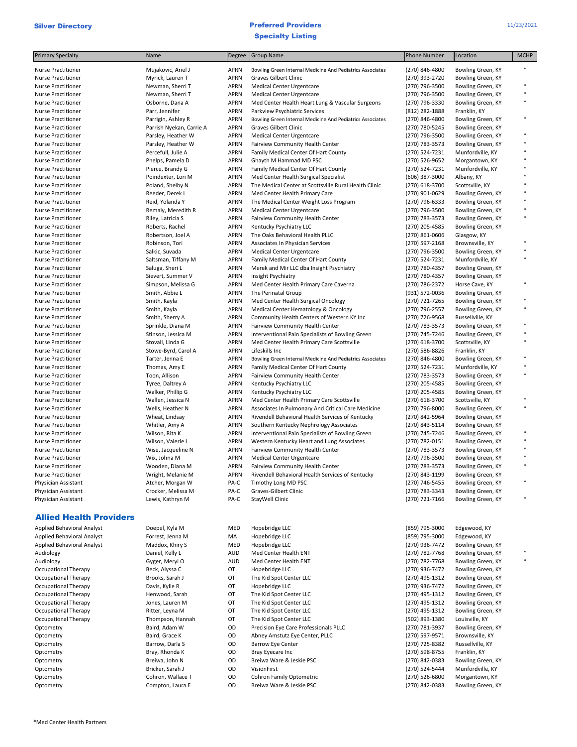**Silver Directory**

**Preferred Providers**
**Specialty Listing**

11/23/2021

| Primary Specialty | Name | Degree | Group Name | Phone Number | Location | MCHP |
|---|---|---|---|---|---|---|
| Nurse Practitioner | Mujakovic, Ariel J | APRN | Bowling Green Internal Medicine And Pediatrics Associates | (270) 846-4800 | Bowling Green, KY | * |
| Nurse Practitioner | Myrick, Lauren T | APRN | Graves Gilbert Clinic | (270) 393-2720 | Bowling Green, KY | |
| Nurse Practitioner | Newman, Sherri T | APRN | Medical Center Urgentcare | (270) 796-3500 | Bowling Green, KY | * |
| Nurse Practitioner | Newman, Sherri T | APRN | Medical Center Urgentcare | (270) 796-3500 | Bowling Green, KY | * |
| Nurse Practitioner | Osborne, Dana A | APRN | Med Center Health Heart Lung & Vascular Surgeons | (270) 796-3330 | Bowling Green, KY | * |
| Nurse Practitioner | Parr, Jennifer | APRN | Parkview Psychiatric Services | (812) 282-1888 | Franklin, KY | |
| Nurse Practitioner | Parrigin, Ashley R | APRN | Bowling Green Internal Medicine And Pediatrics Associates | (270) 846-4800 | Bowling Green, KY | * |
| Nurse Practitioner | Parrish Nyekan, Carrie A | APRN | Graves Gilbert Clinic | (270) 780-5245 | Bowling Green, KY | |
| Nurse Practitioner | Parsley, Heather W | APRN | Medical Center Urgentcare | (270) 796-3500 | Bowling Green, KY | * |
| Nurse Practitioner | Parsley, Heather W | APRN | Fairview Community Health Center | (270) 783-3573 | Bowling Green, KY | * |
| Nurse Practitioner | Percefull, Julie A | APRN | Family Medical Center Of Hart County | (270) 524-7231 | Munfordville, KY | * |
| Nurse Practitioner | Phelps, Pamela D | APRN | Ghayth M Hammad MD PSC | (270) 526-9652 | Morgantown, KY | * |
| Nurse Practitioner | Pierce, Brandy G | APRN | Family Medical Center Of Hart County | (270) 524-7231 | Munfordville, KY | * |
| Nurse Practitioner | Poindexter, Lori M | APRN | Med Center Health Surgical Specialist | (606) 387-3000 | Albany, KY | * |
| Nurse Practitioner | Poland, Shelby N | APRN | The Medical Center at Scottsville Rural Health Clinic | (270) 618-3700 | Scottsville, KY | * |
| Nurse Practitioner | Reeder, Derek L | APRN | Med Center Health Primary Care | (270) 901-0629 | Bowling Green, KY | * |
| Nurse Practitioner | Reid, Yolanda Y | APRN | The Medical Center Weight Loss Program | (270) 796-6333 | Bowling Green, KY | * |
| Nurse Practitioner | Remaly, Meredith R | APRN | Medical Center Urgentcare | (270) 796-3500 | Bowling Green, KY | * |
| Nurse Practitioner | Riley, Latricia S | APRN | Fairview Community Health Center | (270) 783-3573 | Bowling Green, KY | * |
| Nurse Practitioner | Roberts, Rachel | APRN | Kentucky Psychiatry LLC | (270) 205-4585 | Bowling Green, KY | |
| Nurse Practitioner | Robertson, Joel A | APRN | The Oaks Behavioral Health PLLC | (270) 861-0606 | Glasgow, KY | |
| Nurse Practitioner | Robinson, Tori | APRN | Associates In Physician Services | (270) 597-2168 | Brownsville, KY | * |
| Nurse Practitioner | Salkic, Suvada | APRN | Medical Center Urgentcare | (270) 796-3500 | Bowling Green, KY | * |
| Nurse Practitioner | Saltsman, Tiffany M | APRN | Family Medical Center Of Hart County | (270) 524-7231 | Munfordville, KY | * |
| Nurse Practitioner | Saluga, Sheri L | APRN | Merek and Mir LLC dba Insight Psychiatry | (270) 780-4357 | Bowling Green, KY | |
| Nurse Practitioner | Sievert, Summer V | APRN | Insight Psychiatry | (270) 780-4357 | Bowling Green, KY | |
| Nurse Practitioner | Simpson, Melissa G | APRN | Med Center Health Primary Care Caverna | (270) 786-2372 | Horse Cave, KY | * |
| Nurse Practitioner | Smith, Abbie L | APRN | The Perinatal Group | (931) 572-0036 | Bowling Green, KY | |
| Nurse Practitioner | Smith, Kayla | APRN | Med Center Health Surgical Oncology | (270) 721-7265 | Bowling Green, KY | * |
| Nurse Practitioner | Smith, Kayla | APRN | Medical Center Hematology & Oncology | (270) 796-2557 | Bowling Green, KY | * |
| Nurse Practitioner | Smith, Sherry A | APRN | Community Health Centers of Western KY Inc | (270) 726-9568 | Russellville, KY | |
| Nurse Practitioner | Sprinkle, Diana M | APRN | Fairview Community Health Center | (270) 783-3573 | Bowling Green, KY | * |
| Nurse Practitioner | Stinson, Jessica M | APRN | Interventional Pain Specialists of Bowling Green | (270) 745-7246 | Bowling Green, KY | * |
| Nurse Practitioner | Stovall, Linda G | APRN | Med Center Health Primary Care Scottsville | (270) 618-3700 | Scottsville, KY | * |
| Nurse Practitioner | Stowe-Byrd, Carol A | APRN | Lifeskills Inc | (270) 586-8826 | Franklin, KY | |
| Nurse Practitioner | Tarter, Jenna E | APRN | Bowling Green Internal Medicine And Pediatrics Associates | (270) 846-4800 | Bowling Green, KY | * |
| Nurse Practitioner | Thomas, Amy E | APRN | Family Medical Center Of Hart County | (270) 524-7231 | Munfordville, KY | * |
| Nurse Practitioner | Toon, Allison | APRN | Fairview Community Health Center | (270) 783-3573 | Bowling Green, KY | * |
| Nurse Practitioner | Tyree, Daltrey A | APRN | Kentucky Psychiatry LLC | (270) 205-4585 | Bowling Green, KY | |
| Nurse Practitioner | Walker, Phillip G | APRN | Kentucky Psychiatry LLC | (270) 205-4585 | Bowling Green, KY | |
| Nurse Practitioner | Wallen, Jessica N | APRN | Med Center Health Primary Care Scottsville | (270) 618-3700 | Scottsville, KY | * |
| Nurse Practitioner | Wells, Heather N | APRN | Associates In Pulmonary And Critical Care Medicine | (270) 796-8000 | Bowling Green, KY | * |
| Nurse Practitioner | Wheat, Lindsay | APRN | Rivendell Behavioral Health Services of Kentucky | (270) 842-5964 | Bowling Green, KY | |
| Nurse Practitioner | Whitler, Amy A | APRN | Southern Kentucky Nephrology Associates | (270) 843-5114 | Bowling Green, KY | |
| Nurse Practitioner | Wilson, Rita K | APRN | Interventional Pain Specialists of Bowling Green | (270) 745-7246 | Bowling Green, KY | * |
| Nurse Practitioner | Wilson, Valerie L | APRN | Western Kentucky Heart and Lung Associates | (270) 782-0151 | Bowling Green, KY | * |
| Nurse Practitioner | Wise, Jacqueline N | APRN | Fairview Community Health Center | (270) 783-3573 | Bowling Green, KY | * |
| Nurse Practitioner | Wix, Johna M | APRN | Medical Center Urgentcare | (270) 796-3500 | Bowling Green, KY | * |
| Nurse Practitioner | Wooden, Diana M | APRN | Fairview Community Health Center | (270) 783-3573 | Bowling Green, KY | * |
| Nurse Practitioner | Wright, Melanie M | APRN | Rivendell Behavioral Health Services of Kentucky | (270) 843-1199 | Bowling Green, KY | |
| Physician Assistant | Atcher, Morgan W | PA-C | Timothy Long MD PSC | (270) 746-5455 | Bowling Green, KY | * |
| Physician Assistant | Crocker, Melissa M | PA-C | Graves-Gilbert Clinic | (270) 783-3343 | Bowling Green, KY | |
| Physician Assistant | Lewis, Kathryn M | PA-C | StayWell Clinic | (270) 721-7166 | Bowling Green, KY | * |

## Allied Health Providers

| | | | | | | |
|---|---|---|---|---|---|---|
| Applied Behavioral Analyst | Doepel, Kyla M | MED | Hopebridge LLC | (859) 795-3000 | Edgewood, KY | |
| Applied Behavioral Analyst | Forrest, Jenna M | MA | Hopebridge LLC | (859) 795-3000 | Edgewood, KY | |
| Applied Behavioral Analyst | Maddox, Khiry S | MED | Hopebridge LLC | (270) 936-7472 | Bowling Green, KY | |
| Audiology | Daniel, Kelly L | AUD | Med Center Health ENT | (270) 782-7768 | Bowling Green, KY | * |
| Audiology | Gyger, Meryl O | AUD | Med Center Health ENT | (270) 782-7768 | Bowling Green, KY | * |
| Occupational Therapy | Beck, Alyssa C | OT | Hopebridge LLC | (270) 936-7472 | Bowling Green, KY | |
| Occupational Therapy | Brooks, Sarah J | OT | The Kid Spot Center LLC | (270) 495-1312 | Bowling Green, KY | |
| Occupational Therapy | Davis, Kylie R | OT | Hopebridge LLC | (270) 936-7472 | Bowling Green, KY | |
| Occupational Therapy | Henwood, Sarah | OT | The Kid Spot Center LLC | (270) 495-1312 | Bowling Green, KY | |
| Occupational Therapy | Jones, Lauren M | OT | The Kid Spot Center LLC | (270) 495-1312 | Bowling Green, KY | |
| Occupational Therapy | Ritter, Leyna M | OT | The Kid Spot Center LLC | (270) 495-1312 | Bowling Green, KY | |
| Occupational Therapy | Thompson, Hannah | OT | The Kid Spot Center LLC | (502) 893-1380 | Louisville, KY | |
| Optometry | Baird, Adam W | OD | Precision Eye Care Professionals PLLC | (270) 781-3937 | Bowling Green, KY | |
| Optometry | Baird, Grace K | OD | Abney Amstutz Eye Center, PLLC | (270) 597-9571 | Brownsville, KY | |
| Optometry | Barrow, Darla S | OD | Barrow Eye Center | (270) 725-8382 | Russellville, KY | |
| Optometry | Bray, Rhonda K | OD | Bray Eyecare Inc | (270) 598-8755 | Franklin, KY | |
| Optometry | Breiwa, John N | OD | Breiwa Ware & Jeskie PSC | (270) 842-0383 | Bowling Green, KY | |
| Optometry | Bricker, Sarah J | OD | VisionFirst | (270) 524-5444 | Munfordville, KY | |
| Optometry | Cohron, Wallace T | OD | Cohron Family Optometric | (270) 526-6800 | Morgantown, KY | |
| Optometry | Compton, Laura E | OD | Breiwa Ware & Jeskie PSC | (270) 842-0383 | Bowling Green, KY | |

*Med Center Health Partners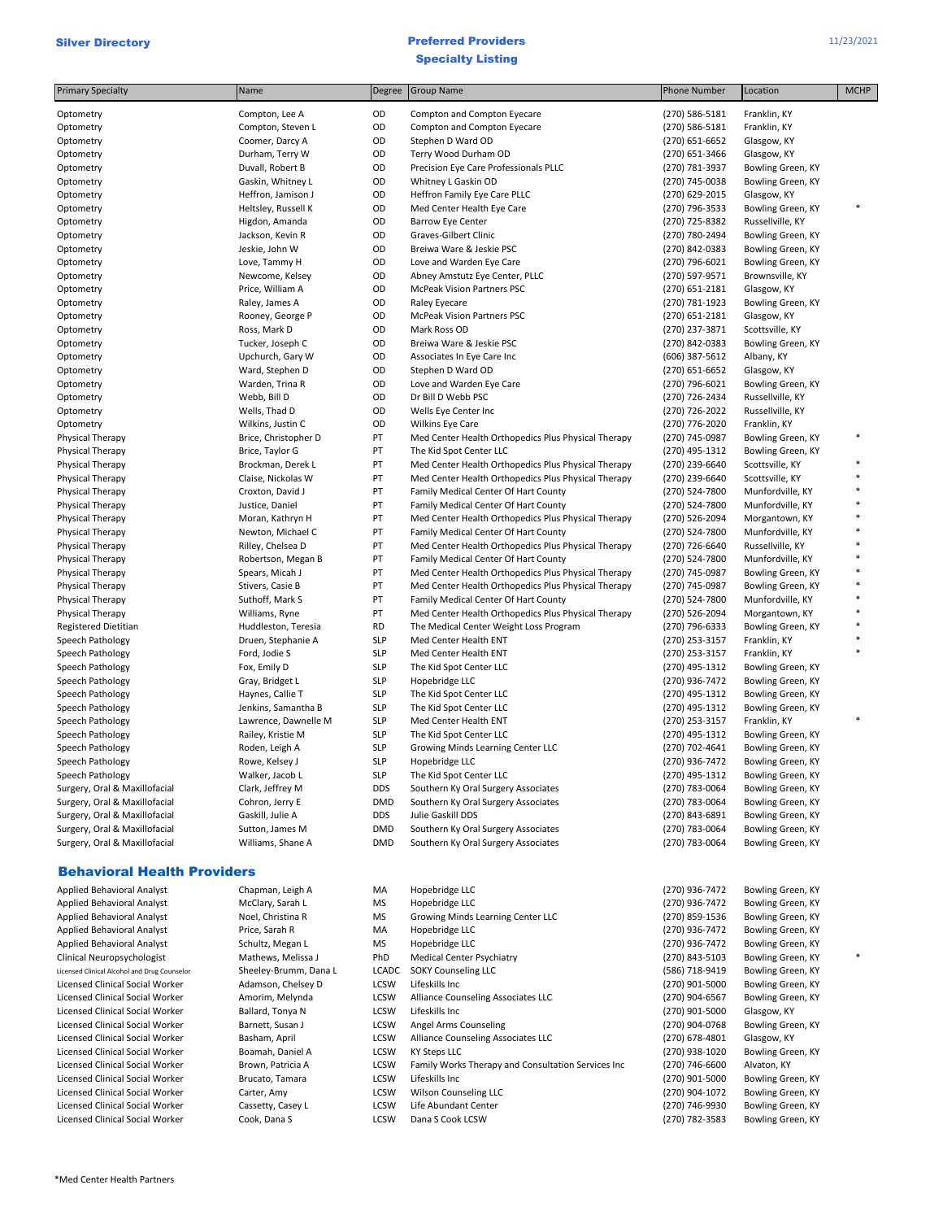Silver Directory

# Preferred Providers
## Specialty Listing

11/23/2021

| Primary Specialty | Name | Degree | Group Name | Phone Number | Location | MCHP |
|---|---|---|---|---|---|---|
| Optometry | Compton, Lee A | OD | Compton and Compton Eyecare | (270) 586-5181 | Franklin, KY | |
| Optometry | Compton, Steven L | OD | Compton and Compton Eyecare | (270) 586-5181 | Franklin, KY | |
| Optometry | Coomer, Darcy A | OD | Stephen D Ward OD | (270) 651-6652 | Glasgow, KY | |
| Optometry | Durham, Terry W | OD | Terry Wood Durham OD | (270) 651-3466 | Glasgow, KY | |
| Optometry | Duvall, Robert B | OD | Precision Eye Care Professionals PLLC | (270) 781-3937 | Bowling Green, KY | |
| Optometry | Gaskin, Whitney L | OD | Whitney L Gaskin OD | (270) 745-0038 | Bowling Green, KY | |
| Optometry | Heffron, Jamison J | OD | Heffron Family Eye Care PLLC | (270) 629-2015 | Glasgow, KY | |
| Optometry | Heltsley, Russell K | OD | Med Center Health Eye Care | (270) 796-3533 | Bowling Green, KY | * |
| Optometry | Higdon, Amanda | OD | Barrow Eye Center | (270) 725-8382 | Russellville, KY | |
| Optometry | Jackson, Kevin R | OD | Graves-Gilbert Clinic | (270) 780-2494 | Bowling Green, KY | |
| Optometry | Jeskie, John W | OD | Breiwa Ware & Jeskie PSC | (270) 842-0383 | Bowling Green, KY | |
| Optometry | Love, Tammy H | OD | Love and Warden Eye Care | (270) 796-6021 | Bowling Green, KY | |
| Optometry | Newcome, Kelsey | OD | Abney Amstutz Eye Center, PLLC | (270) 597-9571 | Brownsville, KY | |
| Optometry | Price, William A | OD | McPeak Vision Partners PSC | (270) 651-2181 | Glasgow, KY | |
| Optometry | Raley, James A | OD | Raley Eyecare | (270) 781-1923 | Bowling Green, KY | |
| Optometry | Rooney, George P | OD | McPeak Vision Partners PSC | (270) 651-2181 | Glasgow, KY | |
| Optometry | Ross, Mark D | OD | Mark Ross OD | (270) 237-3871 | Scottsville, KY | |
| Optometry | Tucker, Joseph C | OD | Breiwa Ware & Jeskie PSC | (270) 842-0383 | Bowling Green, KY | |
| Optometry | Upchurch, Gary W | OD | Associates In Eye Care Inc | (606) 387-5612 | Albany, KY | |
| Optometry | Ward, Stephen D | OD | Stephen D Ward OD | (270) 651-6652 | Glasgow, KY | |
| Optometry | Warden, Trina R | OD | Love and Warden Eye Care | (270) 796-6021 | Bowling Green, KY | |
| Optometry | Webb, Bill D | OD | Dr Bill D Webb PSC | (270) 726-2434 | Russellville, KY | |
| Optometry | Wells, Thad D | OD | Wells Eye Center Inc | (270) 726-2022 | Russellville, KY | |
| Optometry | Wilkins, Justin C | OD | Wilkins Eye Care | (270) 776-2020 | Franklin, KY | |
| Physical Therapy | Brice, Christopher D | PT | Med Center Health Orthopedics Plus Physical Therapy | (270) 745-0987 | Bowling Green, KY | * |
| Physical Therapy | Brice, Taylor G | PT | The Kid Spot Center LLC | (270) 495-1312 | Bowling Green, KY | |
| Physical Therapy | Brockman, Derek L | PT | Med Center Health Orthopedics Plus Physical Therapy | (270) 239-6640 | Scottsville, KY | * |
| Physical Therapy | Claise, Nickolas W | PT | Med Center Health Orthopedics Plus Physical Therapy | (270) 239-6640 | Scottsville, KY | * |
| Physical Therapy | Croxton, David J | PT | Family Medical Center Of Hart County | (270) 524-7800 | Munfordville, KY | * |
| Physical Therapy | Justice, Daniel | PT | Family Medical Center Of Hart County | (270) 524-7800 | Munfordville, KY | * |
| Physical Therapy | Moran, Kathryn H | PT | Med Center Health Orthopedics Plus Physical Therapy | (270) 526-2094 | Morgantown, KY | * |
| Physical Therapy | Newton, Michael C | PT | Family Medical Center Of Hart County | (270) 524-7800 | Munfordville, KY | * |
| Physical Therapy | Rilley, Chelsea D | PT | Med Center Health Orthopedics Plus Physical Therapy | (270) 726-6640 | Russellville, KY | * |
| Physical Therapy | Robertson, Megan B | PT | Family Medical Center Of Hart County | (270) 524-7800 | Munfordville, KY | * |
| Physical Therapy | Spears, Micah J | PT | Med Center Health Orthopedics Plus Physical Therapy | (270) 745-0987 | Bowling Green, KY | * |
| Physical Therapy | Stivers, Casie B | PT | Med Center Health Orthopedics Plus Physical Therapy | (270) 745-0987 | Bowling Green, KY | * |
| Physical Therapy | Suthoff, Mark S | PT | Family Medical Center Of Hart County | (270) 524-7800 | Munfordville, KY | * |
| Physical Therapy | Williams, Ryne | PT | Med Center Health Orthopedics Plus Physical Therapy | (270) 526-2094 | Morgantown, KY | * |
| Registered Dietitian | Huddleston, Teresia | RD | The Medical Center Weight Loss Program | (270) 796-6333 | Bowling Green, KY | * |
| Speech Pathology | Druen, Stephanie A | SLP | Med Center Health ENT | (270) 253-3157 | Franklin, KY | * |
| Speech Pathology | Ford, Jodie S | SLP | Med Center Health ENT | (270) 253-3157 | Franklin, KY | * |
| Speech Pathology | Fox, Emily D | SLP | The Kid Spot Center LLC | (270) 495-1312 | Bowling Green, KY | |
| Speech Pathology | Gray, Bridget L | SLP | Hopebridge LLC | (270) 936-7472 | Bowling Green, KY | |
| Speech Pathology | Haynes, Callie T | SLP | The Kid Spot Center LLC | (270) 495-1312 | Bowling Green, KY | |
| Speech Pathology | Jenkins, Samantha B | SLP | The Kid Spot Center LLC | (270) 495-1312 | Bowling Green, KY | |
| Speech Pathology | Lawrence, Dawnelle M | SLP | Med Center Health ENT | (270) 253-3157 | Franklin, KY | * |
| Speech Pathology | Railey, Kristie M | SLP | The Kid Spot Center LLC | (270) 495-1312 | Bowling Green, KY | |
| Speech Pathology | Roden, Leigh A | SLP | Growing Minds Learning Center LLC | (270) 702-4641 | Bowling Green, KY | |
| Speech Pathology | Rowe, Kelsey J | SLP | Hopebridge LLC | (270) 936-7472 | Bowling Green, KY | |
| Speech Pathology | Walker, Jacob L | SLP | The Kid Spot Center LLC | (270) 495-1312 | Bowling Green, KY | |
| Surgery, Oral & Maxillofacial | Clark, Jeffrey M | DDS | Southern Ky Oral Surgery Associates | (270) 783-0064 | Bowling Green, KY | |
| Surgery, Oral & Maxillofacial | Cohron, Jerry E | DMD | Southern Ky Oral Surgery Associates | (270) 783-0064 | Bowling Green, KY | |
| Surgery, Oral & Maxillofacial | Gaskill, Julie A | DDS | Julie Gaskill DDS | (270) 843-6891 | Bowling Green, KY | |
| Surgery, Oral & Maxillofacial | Sutton, James M | DMD | Southern Ky Oral Surgery Associates | (270) 783-0064 | Bowling Green, KY | |
| Surgery, Oral & Maxillofacial | Williams, Shane A | DMD | Southern Ky Oral Surgery Associates | (270) 783-0064 | Bowling Green, KY | |

## Behavioral Health Providers

| | | | | | | |
|---|---|---|---|---|---|---|
| Applied Behavioral Analyst | Chapman, Leigh A | MA | Hopebridge LLC | (270) 936-7472 | Bowling Green, KY | |
| Applied Behavioral Analyst | McClary, Sarah L | MS | Hopebridge LLC | (270) 936-7472 | Bowling Green, KY | |
| Applied Behavioral Analyst | Noel, Christina R | MS | Growing Minds Learning Center LLC | (270) 859-1536 | Bowling Green, KY | |
| Applied Behavioral Analyst | Price, Sarah R | MA | Hopebridge LLC | (270) 936-7472 | Bowling Green, KY | |
| Applied Behavioral Analyst | Schultz, Megan L | MS | Hopebridge LLC | (270) 936-7472 | Bowling Green, KY | |
| Clinical Neuropsychologist | Mathews, Melissa J | PhD | Medical Center Psychiatry | (270) 843-5103 | Bowling Green, KY | * |
| Licensed Clinical Alcohol and Drug Counselor | Sheeley-Brumm, Dana L | LCADC | SOKY Counseling LLC | (586) 718-9419 | Bowling Green, KY | |
| Licensed Clinical Social Worker | Adamson, Chelsey D | LCSW | Lifeskills Inc | (270) 901-5000 | Bowling Green, KY | |
| Licensed Clinical Social Worker | Amorim, Melynda | LCSW | Alliance Counseling Associates LLC | (270) 904-6567 | Bowling Green, KY | |
| Licensed Clinical Social Worker | Ballard, Tonya N | LCSW | Lifeskills Inc | (270) 901-5000 | Glasgow, KY | |
| Licensed Clinical Social Worker | Barnett, Susan J | LCSW | Angel Arms Counseling | (270) 904-0768 | Bowling Green, KY | |
| Licensed Clinical Social Worker | Basham, April | LCSW | Alliance Counseling Associates LLC | (270) 678-4801 | Glasgow, KY | |
| Licensed Clinical Social Worker | Boamah, Daniel A | LCSW | KY Steps LLC | (270) 938-1020 | Bowling Green, KY | |
| Licensed Clinical Social Worker | Brown, Patricia A | LCSW | Family Works Therapy and Consultation Services Inc | (270) 746-6600 | Alvaton, KY | |
| Licensed Clinical Social Worker | Brucato, Tamara | LCSW | Lifeskills Inc | (270) 901-5000 | Bowling Green, KY | |
| Licensed Clinical Social Worker | Carter, Amy | LCSW | Wilson Counseling LLC | (270) 904-1072 | Bowling Green, KY | |
| Licensed Clinical Social Worker | Cassetty, Casey L | LCSW | Life Abundant Center | (270) 746-9930 | Bowling Green, KY | |
| Licensed Clinical Social Worker | Cook, Dana S | LCSW | Dana S Cook LCSW | (270) 782-3583 | Bowling Green, KY | |

*Med Center Health Partners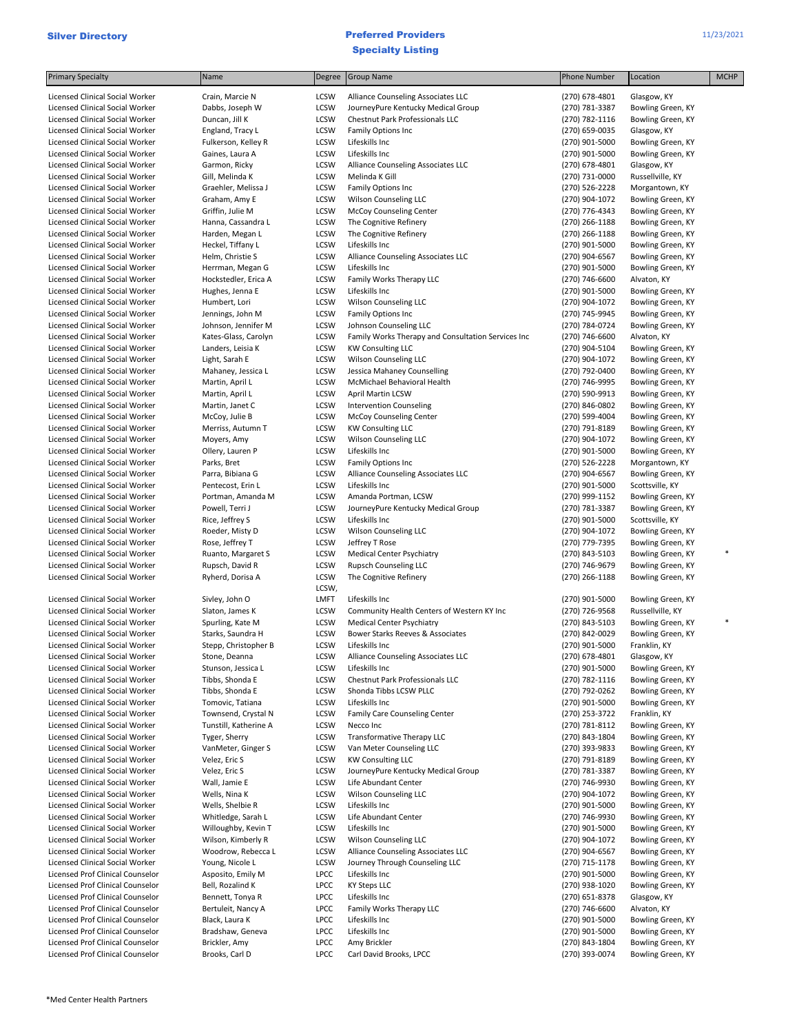**Silver Directory**

**Preferred Providers**
**Specialty Listing**

11/23/2021

| Primary Specialty | Name | Degree | Group Name | Phone Number | Location | MCHP |
|---|---|---|---|---|---|---|
| Licensed Clinical Social Worker | Crain, Marcie N | LCSW | Alliance Counseling Associates LLC | (270) 678-4801 | Glasgow, KY | |
| Licensed Clinical Social Worker | Dabbs, Joseph W | LCSW | JourneyPure Kentucky Medical Group | (270) 781-3387 | Bowling Green, KY | |
| Licensed Clinical Social Worker | Duncan, Jill K | LCSW | Chestnut Park Professionals LLC | (270) 782-1116 | Bowling Green, KY | |
| Licensed Clinical Social Worker | England, Tracy L | LCSW | Family Options Inc | (270) 659-0035 | Glasgow, KY | |
| Licensed Clinical Social Worker | Fulkerson, Kelley R | LCSW | Lifeskills Inc | (270) 901-5000 | Bowling Green, KY | |
| Licensed Clinical Social Worker | Gaines, Laura A | LCSW | Lifeskills Inc | (270) 901-5000 | Bowling Green, KY | |
| Licensed Clinical Social Worker | Garmon, Ricky | LCSW | Alliance Counseling Associates LLC | (270) 678-4801 | Glasgow, KY | |
| Licensed Clinical Social Worker | Gill, Melinda K | LCSW | Melinda K Gill | (270) 731-0000 | Russellville, KY | |
| Licensed Clinical Social Worker | Graehler, Melissa J | LCSW | Family Options Inc | (270) 526-2228 | Morgantown, KY | |
| Licensed Clinical Social Worker | Graham, Amy E | LCSW | Wilson Counseling LLC | (270) 904-1072 | Bowling Green, KY | |
| Licensed Clinical Social Worker | Griffin, Julie M | LCSW | McCoy Counseling Center | (270) 776-4343 | Bowling Green, KY | |
| Licensed Clinical Social Worker | Hanna, Cassandra L | LCSW | The Cognitive Refinery | (270) 266-1188 | Bowling Green, KY | |
| Licensed Clinical Social Worker | Harden, Megan L | LCSW | The Cognitive Refinery | (270) 266-1188 | Bowling Green, KY | |
| Licensed Clinical Social Worker | Heckel, Tiffany L | LCSW | Lifeskills Inc | (270) 901-5000 | Bowling Green, KY | |
| Licensed Clinical Social Worker | Helm, Christie S | LCSW | Alliance Counseling Associates LLC | (270) 904-6567 | Bowling Green, KY | |
| Licensed Clinical Social Worker | Herrman, Megan G | LCSW | Lifeskills Inc | (270) 901-5000 | Bowling Green, KY | |
| Licensed Clinical Social Worker | Hockstedler, Erica A | LCSW | Family Works Therapy LLC | (270) 746-6600 | Alvaton, KY | |
| Licensed Clinical Social Worker | Hughes, Jenna E | LCSW | Lifeskills Inc | (270) 901-5000 | Bowling Green, KY | |
| Licensed Clinical Social Worker | Humbert, Lori | LCSW | Wilson Counseling LLC | (270) 904-1072 | Bowling Green, KY | |
| Licensed Clinical Social Worker | Jennings, John M | LCSW | Family Options Inc | (270) 745-9945 | Bowling Green, KY | |
| Licensed Clinical Social Worker | Johnson, Jennifer M | LCSW | Johnson Counseling LLC | (270) 784-0724 | Bowling Green, KY | |
| Licensed Clinical Social Worker | Kates-Glass, Carolyn | LCSW | Family Works Therapy and Consultation Services Inc | (270) 746-6600 | Alvaton, KY | |
| Licensed Clinical Social Worker | Landers, Leisia K | LCSW | KW Consulting LLC | (270) 904-5104 | Bowling Green, KY | |
| Licensed Clinical Social Worker | Light, Sarah E | LCSW | Wilson Counseling LLC | (270) 904-1072 | Bowling Green, KY | |
| Licensed Clinical Social Worker | Mahaney, Jessica L | LCSW | Jessica Mahaney Counselling | (270) 792-0400 | Bowling Green, KY | |
| Licensed Clinical Social Worker | Martin, April L | LCSW | McMichael Behavioral Health | (270) 746-9995 | Bowling Green, KY | |
| Licensed Clinical Social Worker | Martin, April L | LCSW | April Martin LCSW | (270) 590-9913 | Bowling Green, KY | |
| Licensed Clinical Social Worker | Martin, Janet C | LCSW | Intervention Counseling | (270) 846-0802 | Bowling Green, KY | |
| Licensed Clinical Social Worker | McCoy, Julie B | LCSW | McCoy Counseling Center | (270) 599-4004 | Bowling Green, KY | |
| Licensed Clinical Social Worker | Merriss, Autumn T | LCSW | KW Consulting LLC | (270) 791-8189 | Bowling Green, KY | |
| Licensed Clinical Social Worker | Moyers, Amy | LCSW | Wilson Counseling LLC | (270) 904-1072 | Bowling Green, KY | |
| Licensed Clinical Social Worker | Ollery, Lauren P | LCSW | Lifeskills Inc | (270) 901-5000 | Bowling Green, KY | |
| Licensed Clinical Social Worker | Parks, Bret | LCSW | Family Options Inc | (270) 526-2228 | Morgantown, KY | |
| Licensed Clinical Social Worker | Parra, Bibiana G | LCSW | Alliance Counseling Associates LLC | (270) 904-6567 | Bowling Green, KY | |
| Licensed Clinical Social Worker | Pentecost, Erin L | LCSW | Lifeskills Inc | (270) 901-5000 | Scottsville, KY | |
| Licensed Clinical Social Worker | Portman, Amanda M | LCSW | Amanda Portman, LCSW | (270) 999-1152 | Bowling Green, KY | |
| Licensed Clinical Social Worker | Powell, Terri J | LCSW | JourneyPure Kentucky Medical Group | (270) 781-3387 | Bowling Green, KY | |
| Licensed Clinical Social Worker | Rice, Jeffrey S | LCSW | Lifeskills Inc | (270) 901-5000 | Scottsville, KY | |
| Licensed Clinical Social Worker | Roeder, Misty D | LCSW | Wilson Counseling LLC | (270) 904-1072 | Bowling Green, KY | |
| Licensed Clinical Social Worker | Rose, Jeffrey T | LCSW | Jeffrey T Rose | (270) 779-7395 | Bowling Green, KY | |
| Licensed Clinical Social Worker | Ruanto, Margaret S | LCSW | Medical Center Psychiatry | (270) 843-5103 | Bowling Green, KY | * |
| Licensed Clinical Social Worker | Rupsch, David R | LCSW | Rupsch Counseling LLC | (270) 746-9679 | Bowling Green, KY | |
| Licensed Clinical Social Worker | Ryherd, Dorisa A | LCSW | The Cognitive Refinery | (270) 266-1188 | Bowling Green, KY | |
| Licensed Clinical Social Worker | Sivley, John O | LCSW, LMFT | Lifeskills Inc | (270) 901-5000 | Bowling Green, KY | |
| Licensed Clinical Social Worker | Slaton, James K | LCSW | Community Health Centers of Western KY Inc | (270) 726-9568 | Russellville, KY | |
| Licensed Clinical Social Worker | Spurling, Kate M | LCSW | Medical Center Psychiatry | (270) 843-5103 | Bowling Green, KY | * |
| Licensed Clinical Social Worker | Starks, Saundra H | LCSW | Bower Starks Reeves & Associates | (270) 842-0029 | Bowling Green, KY | |
| Licensed Clinical Social Worker | Stepp, Christopher B | LCSW | Lifeskills Inc | (270) 901-5000 | Franklin, KY | |
| Licensed Clinical Social Worker | Stone, Deanna | LCSW | Alliance Counseling Associates LLC | (270) 678-4801 | Glasgow, KY | |
| Licensed Clinical Social Worker | Stunson, Jessica L | LCSW | Lifeskills Inc | (270) 901-5000 | Bowling Green, KY | |
| Licensed Clinical Social Worker | Tibbs, Shonda E | LCSW | Chestnut Park Professionals LLC | (270) 782-1116 | Bowling Green, KY | |
| Licensed Clinical Social Worker | Tibbs, Shonda E | LCSW | Shonda Tibbs LCSW PLLC | (270) 792-0262 | Bowling Green, KY | |
| Licensed Clinical Social Worker | Tomovic, Tatiana | LCSW | Lifeskills Inc | (270) 901-5000 | Bowling Green, KY | |
| Licensed Clinical Social Worker | Townsend, Crystal N | LCSW | Family Care Counseling Center | (270) 253-3722 | Franklin, KY | |
| Licensed Clinical Social Worker | Tunstill, Katherine A | LCSW | Necco Inc | (270) 781-8112 | Bowling Green, KY | |
| Licensed Clinical Social Worker | Tyger, Sherry | LCSW | Transformative Therapy LLC | (270) 843-1804 | Bowling Green, KY | |
| Licensed Clinical Social Worker | VanMeter, Ginger S | LCSW | Van Meter Counseling LLC | (270) 393-9833 | Bowling Green, KY | |
| Licensed Clinical Social Worker | Velez, Eric S | LCSW | KW Consulting LLC | (270) 791-8189 | Bowling Green, KY | |
| Licensed Clinical Social Worker | Velez, Eric S | LCSW | JourneyPure Kentucky Medical Group | (270) 781-3387 | Bowling Green, KY | |
| Licensed Clinical Social Worker | Wall, Jamie E | LCSW | Life Abundant Center | (270) 746-9930 | Bowling Green, KY | |
| Licensed Clinical Social Worker | Wells, Nina K | LCSW | Wilson Counseling LLC | (270) 904-1072 | Bowling Green, KY | |
| Licensed Clinical Social Worker | Wells, Shelbie R | LCSW | Lifeskills Inc | (270) 901-5000 | Bowling Green, KY | |
| Licensed Clinical Social Worker | Whitledge, Sarah L | LCSW | Life Abundant Center | (270) 746-9930 | Bowling Green, KY | |
| Licensed Clinical Social Worker | Willoughby, Kevin T | LCSW | Lifeskills Inc | (270) 901-5000 | Bowling Green, KY | |
| Licensed Clinical Social Worker | Wilson, Kimberly R | LCSW | Wilson Counseling LLC | (270) 904-1072 | Bowling Green, KY | |
| Licensed Clinical Social Worker | Woodrow, Rebecca L | LCSW | Alliance Counseling Associates LLC | (270) 904-6567 | Bowling Green, KY | |
| Licensed Clinical Social Worker | Young, Nicole L | LCSW | Journey Through Counseling LLC | (270) 715-1178 | Bowling Green, KY | |
| Licensed Prof Clinical Counselor | Asposito, Emily M | LPCC | Lifeskills Inc | (270) 901-5000 | Bowling Green, KY | |
| Licensed Prof Clinical Counselor | Bell, Rozalind K | LPCC | KY Steps LLC | (270) 938-1020 | Bowling Green, KY | |
| Licensed Prof Clinical Counselor | Bennett, Tonya R | LPCC | Lifeskills Inc | (270) 651-8378 | Glasgow, KY | |
| Licensed Prof Clinical Counselor | Bertuleit, Nancy A | LPCC | Family Works Therapy LLC | (270) 746-6600 | Alvaton, KY | |
| Licensed Prof Clinical Counselor | Black, Laura K | LPCC | Lifeskills Inc | (270) 901-5000 | Bowling Green, KY | |
| Licensed Prof Clinical Counselor | Bradshaw, Geneva | LPCC | Lifeskills Inc | (270) 901-5000 | Bowling Green, KY | |
| Licensed Prof Clinical Counselor | Brickler, Amy | LPCC | Amy Brickler | (270) 843-1804 | Bowling Green, KY | |
| Licensed Prof Clinical Counselor | Brooks, Carl D | LPCC | Carl David Brooks, LPCC | (270) 393-0074 | Bowling Green, KY | |

*Med Center Health Partners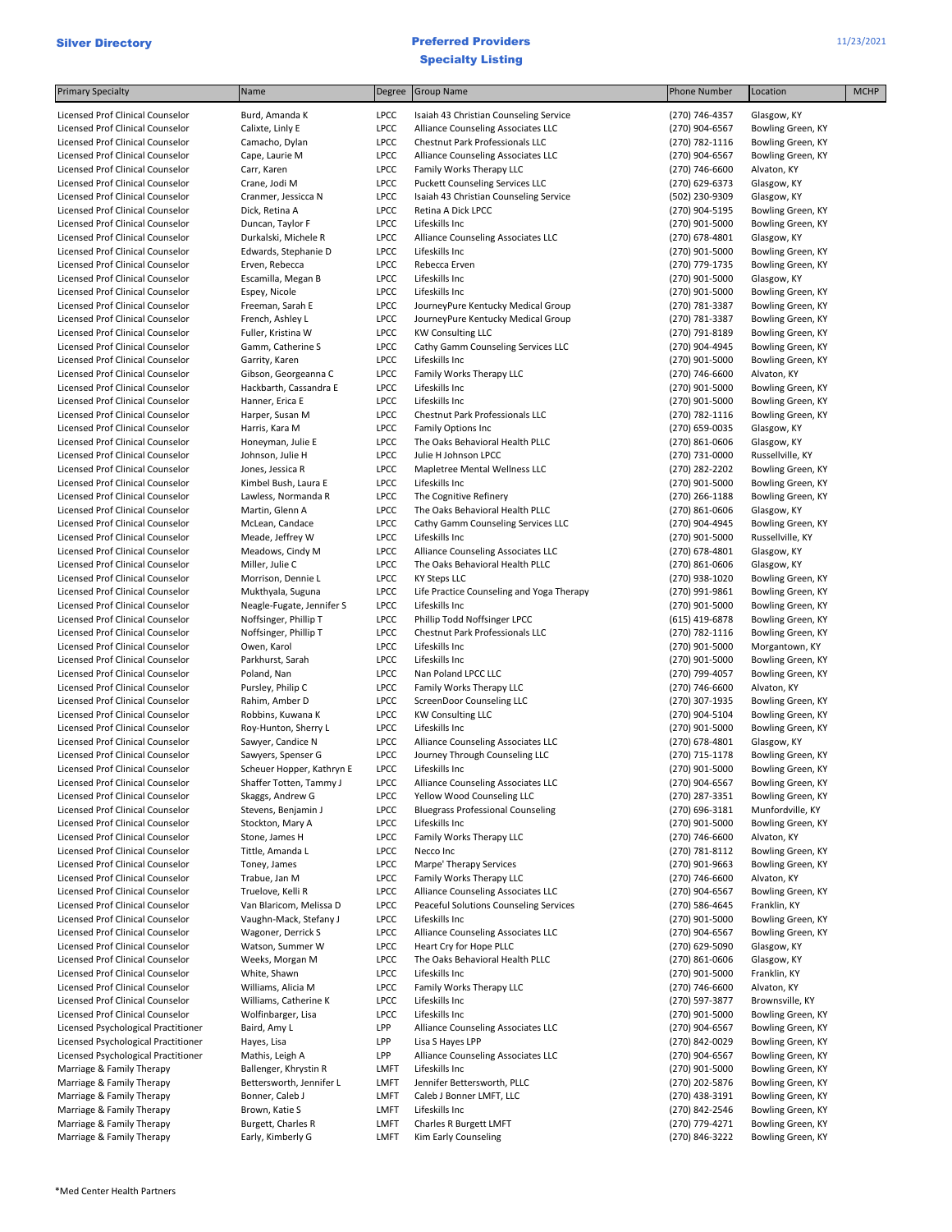| Primary Specialty | Name | Degree | Group Name | Phone Number | Location | MCHP |
|---|---|---|---|---|---|---|
| Licensed Prof Clinical Counselor | Burd, Amanda K | LPCC | Isaiah 43 Christian Counseling Service | (270) 746-4357 | Glasgow, KY | |
| Licensed Prof Clinical Counselor | Calixte, Linly E | LPCC | Alliance Counseling Associates LLC | (270) 904-6567 | Bowling Green, KY | |
| Licensed Prof Clinical Counselor | Camacho, Dylan | LPCC | Chestnut Park Professionals LLC | (270) 782-1116 | Bowling Green, KY | |
| Licensed Prof Clinical Counselor | Cape, Laurie M | LPCC | Alliance Counseling Associates LLC | (270) 904-6567 | Bowling Green, KY | |
| Licensed Prof Clinical Counselor | Carr, Karen | LPCC | Family Works Therapy LLC | (270) 746-6600 | Alvaton, KY | |
| Licensed Prof Clinical Counselor | Crane, Jodi M | LPCC | Puckett Counseling Services LLC | (270) 629-6373 | Glasgow, KY | |
| Licensed Prof Clinical Counselor | Cranmer, Jessicca N | LPCC | Isaiah 43 Christian Counseling Service | (502) 230-9309 | Glasgow, KY | |
| Licensed Prof Clinical Counselor | Dick, Retina A | LPCC | Retina A Dick LPCC | (270) 904-5195 | Bowling Green, KY | |
| Licensed Prof Clinical Counselor | Duncan, Taylor F | LPCC | Lifeskills Inc | (270) 901-5000 | Bowling Green, KY | |
| Licensed Prof Clinical Counselor | Durkalski, Michele R | LPCC | Alliance Counseling Associates LLC | (270) 678-4801 | Glasgow, KY | |
| Licensed Prof Clinical Counselor | Edwards, Stephanie D | LPCC | Lifeskills Inc | (270) 901-5000 | Bowling Green, KY | |
| Licensed Prof Clinical Counselor | Erven, Rebecca | LPCC | Rebecca Erven | (270) 779-1735 | Bowling Green, KY | |
| Licensed Prof Clinical Counselor | Escamilla, Megan B | LPCC | Lifeskills Inc | (270) 901-5000 | Glasgow, KY | |
| Licensed Prof Clinical Counselor | Espey, Nicole | LPCC | Lifeskills Inc | (270) 901-5000 | Bowling Green, KY | |
| Licensed Prof Clinical Counselor | Freeman, Sarah E | LPCC | JourneyPure Kentucky Medical Group | (270) 781-3387 | Bowling Green, KY | |
| Licensed Prof Clinical Counselor | French, Ashley L | LPCC | JourneyPure Kentucky Medical Group | (270) 781-3387 | Bowling Green, KY | |
| Licensed Prof Clinical Counselor | Fuller, Kristina W | LPCC | KW Consulting LLC | (270) 791-8189 | Bowling Green, KY | |
| Licensed Prof Clinical Counselor | Gamm, Catherine S | LPCC | Cathy Gamm Counseling Services LLC | (270) 904-4945 | Bowling Green, KY | |
| Licensed Prof Clinical Counselor | Garrity, Karen | LPCC | Lifeskills Inc | (270) 901-5000 | Bowling Green, KY | |
| Licensed Prof Clinical Counselor | Gibson, Georgeanna C | LPCC | Family Works Therapy LLC | (270) 746-6600 | Alvaton, KY | |
| Licensed Prof Clinical Counselor | Hackbarth, Cassandra E | LPCC | Lifeskills Inc | (270) 901-5000 | Bowling Green, KY | |
| Licensed Prof Clinical Counselor | Hanner, Erica E | LPCC | Lifeskills Inc | (270) 901-5000 | Bowling Green, KY | |
| Licensed Prof Clinical Counselor | Harper, Susan M | LPCC | Chestnut Park Professionals LLC | (270) 782-1116 | Bowling Green, KY | |
| Licensed Prof Clinical Counselor | Harris, Kara M | LPCC | Family Options Inc | (270) 659-0035 | Glasgow, KY | |
| Licensed Prof Clinical Counselor | Honeyman, Julie E | LPCC | The Oaks Behavioral Health PLLC | (270) 861-0606 | Glasgow, KY | |
| Licensed Prof Clinical Counselor | Johnson, Julie H | LPCC | Julie H Johnson LPCC | (270) 731-0000 | Russellville, KY | |
| Licensed Prof Clinical Counselor | Jones, Jessica R | LPCC | Mapletree Mental Wellness LLC | (270) 282-2202 | Bowling Green, KY | |
| Licensed Prof Clinical Counselor | Kimbel Bush, Laura E | LPCC | Lifeskills Inc | (270) 901-5000 | Bowling Green, KY | |
| Licensed Prof Clinical Counselor | Lawless, Normanda R | LPCC | The Cognitive Refinery | (270) 266-1188 | Bowling Green, KY | |
| Licensed Prof Clinical Counselor | Martin, Glenn A | LPCC | The Oaks Behavioral Health PLLC | (270) 861-0606 | Glasgow, KY | |
| Licensed Prof Clinical Counselor | McLean, Candace | LPCC | Cathy Gamm Counseling Services LLC | (270) 904-4945 | Bowling Green, KY | |
| Licensed Prof Clinical Counselor | Meade, Jeffrey W | LPCC | Lifeskills Inc | (270) 901-5000 | Russellville, KY | |
| Licensed Prof Clinical Counselor | Meadows, Cindy M | LPCC | Alliance Counseling Associates LLC | (270) 678-4801 | Glasgow, KY | |
| Licensed Prof Clinical Counselor | Miller, Julie C | LPCC | The Oaks Behavioral Health PLLC | (270) 861-0606 | Glasgow, KY | |
| Licensed Prof Clinical Counselor | Morrison, Dennie L | LPCC | KY Steps LLC | (270) 938-1020 | Bowling Green, KY | |
| Licensed Prof Clinical Counselor | Mukthyala, Suguna | LPCC | Life Practice Counseling and Yoga Therapy | (270) 991-9861 | Bowling Green, KY | |
| Licensed Prof Clinical Counselor | Neagle-Fugate, Jennifer S | LPCC | Lifeskills Inc | (270) 901-5000 | Bowling Green, KY | |
| Licensed Prof Clinical Counselor | Noffsinger, Phillip T | LPCC | Phillip Todd Noffsinger LPCC | (615) 419-6878 | Bowling Green, KY | |
| Licensed Prof Clinical Counselor | Noffsinger, Phillip T | LPCC | Chestnut Park Professionals LLC | (270) 782-1116 | Bowling Green, KY | |
| Licensed Prof Clinical Counselor | Owen, Karol | LPCC | Lifeskills Inc | (270) 901-5000 | Morgantown, KY | |
| Licensed Prof Clinical Counselor | Parkhurst, Sarah | LPCC | Lifeskills Inc | (270) 901-5000 | Bowling Green, KY | |
| Licensed Prof Clinical Counselor | Poland, Nan | LPCC | Nan Poland LPCC LLC | (270) 799-4057 | Bowling Green, KY | |
| Licensed Prof Clinical Counselor | Pursley, Philip C | LPCC | Family Works Therapy LLC | (270) 746-6600 | Alvaton, KY | |
| Licensed Prof Clinical Counselor | Rahim, Amber D | LPCC | ScreenDoor Counseling LLC | (270) 307-1935 | Bowling Green, KY | |
| Licensed Prof Clinical Counselor | Robbins, Kuwana K | LPCC | KW Consulting LLC | (270) 904-5104 | Bowling Green, KY | |
| Licensed Prof Clinical Counselor | Roy-Hunton, Sherry L | LPCC | Lifeskills Inc | (270) 901-5000 | Bowling Green, KY | |
| Licensed Prof Clinical Counselor | Sawyer, Candice N | LPCC | Alliance Counseling Associates LLC | (270) 678-4801 | Glasgow, KY | |
| Licensed Prof Clinical Counselor | Sawyers, Spenser G | LPCC | Journey Through Counseling LLC | (270) 715-1178 | Bowling Green, KY | |
| Licensed Prof Clinical Counselor | Scheuer Hopper, Kathryn E | LPCC | Lifeskills Inc | (270) 901-5000 | Bowling Green, KY | |
| Licensed Prof Clinical Counselor | Shaffer Totten, Tammy J | LPCC | Alliance Counseling Associates LLC | (270) 904-6567 | Bowling Green, KY | |
| Licensed Prof Clinical Counselor | Skaggs, Andrew G | LPCC | Yellow Wood Counseling LLC | (270) 287-3351 | Bowling Green, KY | |
| Licensed Prof Clinical Counselor | Stevens, Benjamin J | LPCC | Bluegrass Professional Counseling | (270) 696-3181 | Munfordville, KY | |
| Licensed Prof Clinical Counselor | Stockton, Mary A | LPCC | Lifeskills Inc | (270) 901-5000 | Bowling Green, KY | |
| Licensed Prof Clinical Counselor | Stone, James H | LPCC | Family Works Therapy LLC | (270) 746-6600 | Alvaton, KY | |
| Licensed Prof Clinical Counselor | Tittle, Amanda L | LPCC | Necco Inc | (270) 781-8112 | Bowling Green, KY | |
| Licensed Prof Clinical Counselor | Toney, James | LPCC | Marpe' Therapy Services | (270) 901-9663 | Bowling Green, KY | |
| Licensed Prof Clinical Counselor | Trabue, Jan M | LPCC | Family Works Therapy LLC | (270) 746-6600 | Alvaton, KY | |
| Licensed Prof Clinical Counselor | Truelove, Kelli R | LPCC | Alliance Counseling Associates LLC | (270) 904-6567 | Bowling Green, KY | |
| Licensed Prof Clinical Counselor | Van Blaricom, Melissa D | LPCC | Peaceful Solutions Counseling Services | (270) 586-4645 | Franklin, KY | |
| Licensed Prof Clinical Counselor | Vaughn-Mack, Stefany J | LPCC | Lifeskills Inc | (270) 901-5000 | Bowling Green, KY | |
| Licensed Prof Clinical Counselor | Wagoner, Derrick S | LPCC | Alliance Counseling Associates LLC | (270) 904-6567 | Bowling Green, KY | |
| Licensed Prof Clinical Counselor | Watson, Summer W | LPCC | Heart Cry for Hope PLLC | (270) 629-5090 | Glasgow, KY | |
| Licensed Prof Clinical Counselor | Weeks, Morgan M | LPCC | The Oaks Behavioral Health PLLC | (270) 861-0606 | Glasgow, KY | |
| Licensed Prof Clinical Counselor | White, Shawn | LPCC | Lifeskills Inc | (270) 901-5000 | Franklin, KY | |
| Licensed Prof Clinical Counselor | Williams, Alicia M | LPCC | Family Works Therapy LLC | (270) 746-6600 | Alvaton, KY | |
| Licensed Prof Clinical Counselor | Williams, Catherine K | LPCC | Lifeskills Inc | (270) 597-3877 | Brownsville, KY | |
| Licensed Prof Clinical Counselor | Wolfinbarger, Lisa | LPCC | Lifeskills Inc | (270) 901-5000 | Bowling Green, KY | |
| Licensed Psychological Practitioner | Baird, Amy L | LPP | Alliance Counseling Associates LLC | (270) 904-6567 | Bowling Green, KY | |
| Licensed Psychological Practitioner | Hayes, Lisa | LPP | Lisa S Hayes LPP | (270) 842-0029 | Bowling Green, KY | |
| Licensed Psychological Practitioner | Mathis, Leigh A | LPP | Alliance Counseling Associates LLC | (270) 904-6567 | Bowling Green, KY | |
| Marriage & Family Therapy | Ballenger, Khrystin R | LMFT | Lifeskills Inc | (270) 901-5000 | Bowling Green, KY | |
| Marriage & Family Therapy | Bettersworth, Jennifer L | LMFT | Jennifer Bettersworth, PLLC | (270) 202-5876 | Bowling Green, KY | |
| Marriage & Family Therapy | Bonner, Caleb J | LMFT | Caleb J Bonner LMFT, LLC | (270) 438-3191 | Bowling Green, KY | |
| Marriage & Family Therapy | Brown, Katie S | LMFT | Lifeskills Inc | (270) 842-2546 | Bowling Green, KY | |
| Marriage & Family Therapy | Burgett, Charles R | LMFT | Charles R Burgett LMFT | (270) 779-4271 | Bowling Green, KY | |
| Marriage & Family Therapy | Early, Kimberly G | LMFT | Kim Early Counseling | (270) 846-3222 | Bowling Green, KY | |

*Med Center Health Partners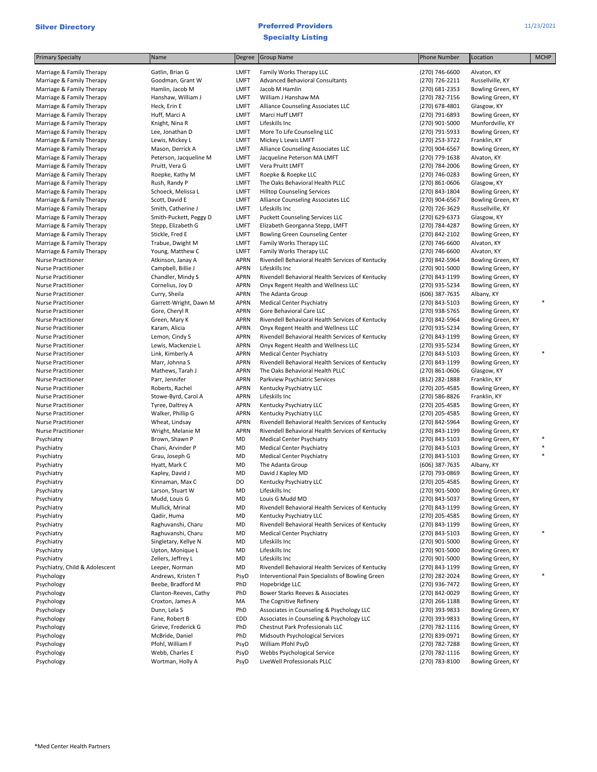**Silver Directory**

**Preferred Providers**
**Specialty Listing**

11/23/2021

| Primary Specialty | Name | Degree | Group Name | Phone Number | Location | MCHP |
|---|---|---|---|---|---|---|
| Marriage & Family Therapy | Gatlin, Brian G | LMFT | Family Works Therapy LLC | (270) 746-6600 | Alvaton, KY | |
| Marriage & Family Therapy | Goodman, Grant W | LMFT | Advanced Behavioral Consultants | (270) 726-2211 | Russellville, KY | |
| Marriage & Family Therapy | Hamlin, Jacob M | LMFT | Jacob M Hamlin | (270) 681-2353 | Bowling Green, KY | |
| Marriage & Family Therapy | Hanshaw, William J | LMFT | William J Hanshaw MA | (270) 782-7156 | Bowling Green, KY | |
| Marriage & Family Therapy | Heck, Erin E | LMFT | Alliance Counseling Associates LLC | (270) 678-4801 | Glasgow, KY | |
| Marriage & Family Therapy | Huff, Marci A | LMFT | Marci Huff LMFT | (270) 791-6893 | Bowling Green, KY | |
| Marriage & Family Therapy | Knight, Nina R | LMFT | Lifeskills Inc | (270) 901-5000 | Munfordville, KY | |
| Marriage & Family Therapy | Lee, Jonathan D | LMFT | More To Life Counseling LLC | (270) 791-5933 | Bowling Green, KY | |
| Marriage & Family Therapy | Lewis, Mickey L | LMFT | Mickey L Lewis LMFT | (270) 253-3722 | Franklin, KY | |
| Marriage & Family Therapy | Mason, Derrick A | LMFT | Alliance Counseling Associates LLC | (270) 904-6567 | Bowling Green, KY | |
| Marriage & Family Therapy | Peterson, Jacqueline M | LMFT | Jacqueline Peterson MA LMFT | (270) 779-1638 | Alvaton, KY | |
| Marriage & Family Therapy | Pruitt, Vera G | LMFT | Vera Pruitt LMFT | (270) 784-2006 | Bowling Green, KY | |
| Marriage & Family Therapy | Roepke, Kathy M | LMFT | Roepke & Roepke LLC | (270) 746-0283 | Bowling Green, KY | |
| Marriage & Family Therapy | Rush, Randy P | LMFT | The Oaks Behavioral Health PLLC | (270) 861-0606 | Glasgow, KY | |
| Marriage & Family Therapy | Schoeck, Melissa L | LMFT | Hilltop Counseling Services | (270) 843-1804 | Bowling Green, KY | |
| Marriage & Family Therapy | Scott, David E | LMFT | Alliance Counseling Associates LLC | (270) 904-6567 | Bowling Green, KY | |
| Marriage & Family Therapy | Smith, Catherine J | LMFT | Lifeskills Inc | (270) 726-3629 | Russellville, KY | |
| Marriage & Family Therapy | Smith-Puckett, Peggy D | LMFT | Puckett Counseling Services LLC | (270) 629-6373 | Glasgow, KY | |
| Marriage & Family Therapy | Stepp, Elizabeth G | LMFT | Elizabeth Georganna Stepp, LMFT | (270) 784-4287 | Bowling Green, KY | |
| Marriage & Family Therapy | Stickle, Fred E | LMFT | Bowling Green Counseling Center | (270) 842-2102 | Bowling Green, KY | |
| Marriage & Family Therapy | Trabue, Dwight M | LMFT | Family Works Therapy LLC | (270) 746-6600 | Alvaton, KY | |
| Marriage & Family Therapy | Young, Matthew C | LMFT | Family Works Therapy LLC | (270) 746-6600 | Alvaton, KY | |
| Nurse Practitioner | Atkinson, Janay A | APRN | Rivendell Behavioral Health Services of Kentucky | (270) 842-5964 | Bowling Green, KY | |
| Nurse Practitioner | Campbell, Billie J | APRN | Lifeskills Inc | (270) 901-5000 | Bowling Green, KY | |
| Nurse Practitioner | Chandler, Mindy S | APRN | Rivendell Behavioral Health Services of Kentucky | (270) 843-1199 | Bowling Green, KY | |
| Nurse Practitioner | Cornelius, Joy D | APRN | Onyx Regent Health and Wellness LLC | (270) 935-5234 | Bowling Green, KY | |
| Nurse Practitioner | Curry, Sheila | APRN | The Adanta Group | (606) 387-7635 | Albany, KY | |
| Nurse Practitioner | Garrett-Wright, Dawn M | APRN | Medical Center Psychiatry | (270) 843-5103 | Bowling Green, KY | * |
| Nurse Practitioner | Gore, Cheryl R | APRN | Gore Behavioral Care LLC | (270) 938-5765 | Bowling Green, KY | |
| Nurse Practitioner | Green, Mary K | APRN | Rivendell Behavioral Health Services of Kentucky | (270) 842-5964 | Bowling Green, KY | |
| Nurse Practitioner | Karam, Alicia | APRN | Onyx Regent Health and Wellness LLC | (270) 935-5234 | Bowling Green, KY | |
| Nurse Practitioner | Lemon, Cindy S | APRN | Rivendell Behavioral Health Services of Kentucky | (270) 843-1199 | Bowling Green, KY | |
| Nurse Practitioner | Lewis, Mackenzie L | APRN | Onyx Regent Health and Wellness LLC | (270) 935-5234 | Bowling Green, KY | |
| Nurse Practitioner | Link, Kimberly A | APRN | Medical Center Psychiatry | (270) 843-5103 | Bowling Green, KY | * |
| Nurse Practitioner | Marr, Johnna S | APRN | Rivendell Behavioral Health Services of Kentucky | (270) 843-1199 | Bowling Green, KY | |
| Nurse Practitioner | Mathews, Tarah J | APRN | The Oaks Behavioral Health PLLC | (270) 861-0606 | Glasgow, KY | |
| Nurse Practitioner | Parr, Jennifer | APRN | Parkview Psychiatric Services | (812) 282-1888 | Franklin, KY | |
| Nurse Practitioner | Roberts, Rachel | APRN | Kentucky Psychiatry LLC | (270) 205-4585 | Bowling Green, KY | |
| Nurse Practitioner | Stowe-Byrd, Carol A | APRN | Lifeskills Inc | (270) 586-8826 | Franklin, KY | |
| Nurse Practitioner | Tyree, Daltrey A | APRN | Kentucky Psychiatry LLC | (270) 205-4585 | Bowling Green, KY | |
| Nurse Practitioner | Walker, Phillip G | APRN | Kentucky Psychiatry LLC | (270) 205-4585 | Bowling Green, KY | |
| Nurse Practitioner | Wheat, Lindsay | APRN | Rivendell Behavioral Health Services of Kentucky | (270) 842-5964 | Bowling Green, KY | |
| Nurse Practitioner | Wright, Melanie M | APRN | Rivendell Behavioral Health Services of Kentucky | (270) 843-1199 | Bowling Green, KY | |
| Psychiatry | Brown, Shawn P | MD | Medical Center Psychiatry | (270) 843-5103 | Bowling Green, KY | * |
| Psychiatry | Chani, Arvinder P | MD | Medical Center Psychiatry | (270) 843-5103 | Bowling Green, KY | * |
| Psychiatry | Grau, Joseph G | MD | Medical Center Psychiatry | (270) 843-5103 | Bowling Green, KY | * |
| Psychiatry | Hyatt, Mark C | MD | The Adanta Group | (606) 387-7635 | Albany, KY | |
| Psychiatry | Kapley, David J | MD | David J Kapley MD | (270) 793-0869 | Bowling Green, KY | |
| Psychiatry | Kinnaman, Max C | DO | Kentucky Psychiatry LLC | (270) 205-4585 | Bowling Green, KY | |
| Psychiatry | Larson, Stuart W | MD | Lifeskills Inc | (270) 901-5000 | Bowling Green, KY | |
| Psychiatry | Mudd, Louis G | MD | Louis G Mudd MD | (270) 843-5037 | Bowling Green, KY | |
| Psychiatry | Mullick, Mrinal | MD | Rivendell Behavioral Health Services of Kentucky | (270) 843-1199 | Bowling Green, KY | |
| Psychiatry | Qadir, Huma | MD | Kentucky Psychiatry LLC | (270) 205-4585 | Bowling Green, KY | |
| Psychiatry | Raghuvanshi, Charu | MD | Rivendell Behavioral Health Services of Kentucky | (270) 843-1199 | Bowling Green, KY | |
| Psychiatry | Raghuvanshi, Charu | MD | Medical Center Psychiatry | (270) 843-5103 | Bowling Green, KY | * |
| Psychiatry | Singletary, Kellye N | MD | Lifeskills Inc | (270) 901-5000 | Bowling Green, KY | |
| Psychiatry | Upton, Monique L | MD | Lifeskills Inc | (270) 901-5000 | Bowling Green, KY | |
| Psychiatry | Zellers, Jeffrey L | MD | Lifeskills Inc | (270) 901-5000 | Bowling Green, KY | |
| Psychiatry, Child & Adolescent | Leeper, Norman | MD | Rivendell Behavioral Health Services of Kentucky | (270) 843-1199 | Bowling Green, KY | |
| Psychology | Andrews, Kristen T | PsyD | Interventional Pain Specialists of Bowling Green | (270) 282-2024 | Bowling Green, KY | * |
| Psychology | Beebe, Bradford M | PhD | Hopebridge LLC | (270) 936-7472 | Bowling Green, KY | |
| Psychology | Clanton-Reeves, Cathy | PhD | Bower Starks Reeves & Associates | (270) 842-0029 | Bowling Green, KY | |
| Psychology | Croxton, James A | MA | The Cognitive Refinery | (270) 266-1188 | Bowling Green, KY | |
| Psychology | Dunn, Lela S | PhD | Associates in Counseling & Psychology LLC | (270) 393-9833 | Bowling Green, KY | |
| Psychology | Fane, Robert B | EDD | Associates in Counseling & Psychology LLC | (270) 393-9833 | Bowling Green, KY | |
| Psychology | Grieve, Frederick G | PhD | Chestnut Park Professionals LLC | (270) 782-1116 | Bowling Green, KY | |
| Psychology | McBride, Daniel | PhD | Midsouth Psychological Services | (270) 839-0971 | Bowling Green, KY | |
| Psychology | Pfohl, William F | PsyD | William Pfohl PsyD | (270) 782-7288 | Bowling Green, KY | |
| Psychology | Webb, Charles E | PsyD | Webbs Psychological Service | (270) 782-1116 | Bowling Green, KY | |
| Psychology | Wortman, Holly A | PsyD | LiveWell Professionals PLLC | (270) 783-8100 | Bowling Green, KY | |

*Med Center Health Partners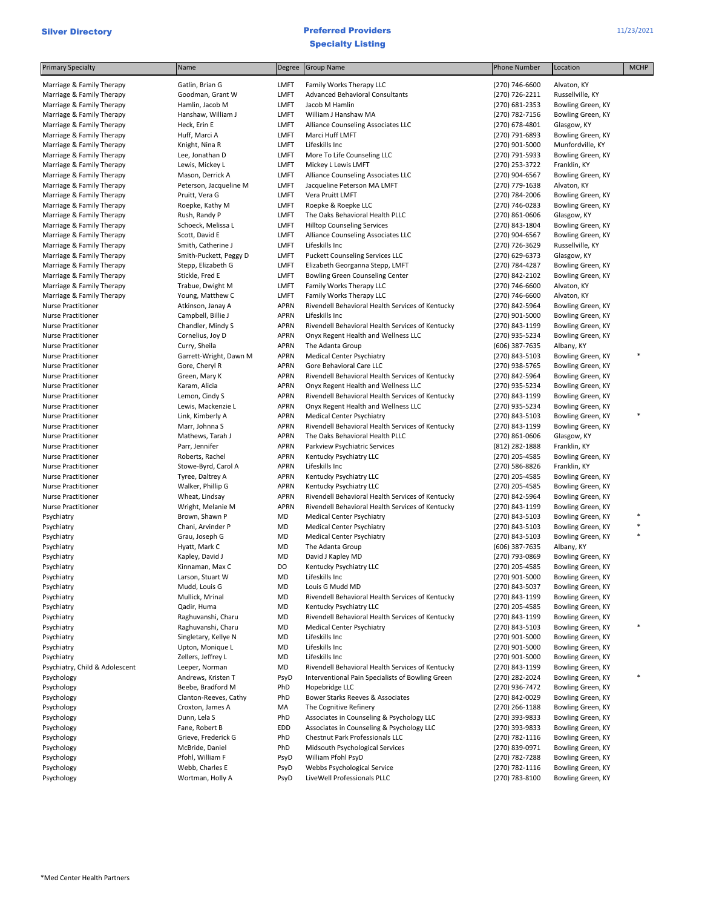**Silver Directory**

**Preferred Providers**
**Specialty Listing**

11/23/2021

| Primary Specialty | Name | Degree | Group Name | Phone Number | Location | MCHP |
|---|---|---|---|---|---|---|
| Marriage & Family Therapy | Gatlin, Brian G | LMFT | Family Works Therapy LLC | (270) 746-6600 | Alvaton, KY | |
| Marriage & Family Therapy | Goodman, Grant W | LMFT | Advanced Behavioral Consultants | (270) 726-2211 | Russellville, KY | |
| Marriage & Family Therapy | Hamlin, Jacob M | LMFT | Jacob M Hamlin | (270) 681-2353 | Bowling Green, KY | |
| Marriage & Family Therapy | Hanshaw, William J | LMFT | William J Hanshaw MA | (270) 782-7156 | Bowling Green, KY | |
| Marriage & Family Therapy | Heck, Erin E | LMFT | Alliance Counseling Associates LLC | (270) 678-4801 | Glasgow, KY | |
| Marriage & Family Therapy | Huff, Marci A | LMFT | Marci Huff LMFT | (270) 791-6893 | Bowling Green, KY | |
| Marriage & Family Therapy | Knight, Nina R | LMFT | Lifeskills Inc | (270) 901-5000 | Munfordville, KY | |
| Marriage & Family Therapy | Lee, Jonathan D | LMFT | More To Life Counseling LLC | (270) 791-5933 | Bowling Green, KY | |
| Marriage & Family Therapy | Lewis, Mickey L | LMFT | Mickey L Lewis LMFT | (270) 253-3722 | Franklin, KY | |
| Marriage & Family Therapy | Mason, Derrick A | LMFT | Alliance Counseling Associates LLC | (270) 904-6567 | Bowling Green, KY | |
| Marriage & Family Therapy | Peterson, Jacqueline M | LMFT | Jacqueline Peterson MA LMFT | (270) 779-1638 | Alvaton, KY | |
| Marriage & Family Therapy | Pruitt, Vera G | LMFT | Vera Pruitt LMFT | (270) 784-2006 | Bowling Green, KY | |
| Marriage & Family Therapy | Roepke, Kathy M | LMFT | Roepke & Roepke LLC | (270) 746-0283 | Bowling Green, KY | |
| Marriage & Family Therapy | Rush, Randy P | LMFT | The Oaks Behavioral Health PLLC | (270) 861-0606 | Glasgow, KY | |
| Marriage & Family Therapy | Schoeck, Melissa L | LMFT | Hilltop Counseling Services | (270) 843-1804 | Bowling Green, KY | |
| Marriage & Family Therapy | Scott, David E | LMFT | Alliance Counseling Associates LLC | (270) 904-6567 | Bowling Green, KY | |
| Marriage & Family Therapy | Smith, Catherine J | LMFT | Lifeskills Inc | (270) 726-3629 | Russellville, KY | |
| Marriage & Family Therapy | Smith-Puckett, Peggy D | LMFT | Puckett Counseling Services LLC | (270) 629-6373 | Glasgow, KY | |
| Marriage & Family Therapy | Stepp, Elizabeth G | LMFT | Elizabeth Georganna Stepp, LMFT | (270) 784-4287 | Bowling Green, KY | |
| Marriage & Family Therapy | Stickle, Fred E | LMFT | Bowling Green Counseling Center | (270) 842-2102 | Bowling Green, KY | |
| Marriage & Family Therapy | Trabue, Dwight M | LMFT | Family Works Therapy LLC | (270) 746-6600 | Alvaton, KY | |
| Marriage & Family Therapy | Young, Matthew C | LMFT | Family Works Therapy LLC | (270) 746-6600 | Alvaton, KY | |
| Nurse Practitioner | Atkinson, Janay A | APRN | Rivendell Behavioral Health Services of Kentucky | (270) 842-5964 | Bowling Green, KY | |
| Nurse Practitioner | Campbell, Billie J | APRN | Lifeskills Inc | (270) 901-5000 | Bowling Green, KY | |
| Nurse Practitioner | Chandler, Mindy S | APRN | Rivendell Behavioral Health Services of Kentucky | (270) 843-1199 | Bowling Green, KY | |
| Nurse Practitioner | Cornelius, Joy D | APRN | Onyx Regent Health and Wellness LLC | (270) 935-5234 | Bowling Green, KY | |
| Nurse Practitioner | Curry, Sheila | APRN | The Adanta Group | (606) 387-7635 | Albany, KY | |
| Nurse Practitioner | Garrett-Wright, Dawn M | APRN | Medical Center Psychiatry | (270) 843-5103 | Bowling Green, KY | * |
| Nurse Practitioner | Gore, Cheryl R | APRN | Gore Behavioral Care LLC | (270) 938-5765 | Bowling Green, KY | |
| Nurse Practitioner | Green, Mary K | APRN | Rivendell Behavioral Health Services of Kentucky | (270) 842-5964 | Bowling Green, KY | |
| Nurse Practitioner | Karam, Alicia | APRN | Onyx Regent Health and Wellness LLC | (270) 935-5234 | Bowling Green, KY | |
| Nurse Practitioner | Lemon, Cindy S | APRN | Rivendell Behavioral Health Services of Kentucky | (270) 843-1199 | Bowling Green, KY | |
| Nurse Practitioner | Lewis, Mackenzie L | APRN | Onyx Regent Health and Wellness LLC | (270) 935-5234 | Bowling Green, KY | |
| Nurse Practitioner | Link, Kimberly A | APRN | Medical Center Psychiatry | (270) 843-5103 | Bowling Green, KY | * |
| Nurse Practitioner | Marr, Johnna S | APRN | Rivendell Behavioral Health Services of Kentucky | (270) 843-1199 | Bowling Green, KY | |
| Nurse Practitioner | Mathews, Tarah J | APRN | The Oaks Behavioral Health PLLC | (270) 861-0606 | Glasgow, KY | |
| Nurse Practitioner | Parr, Jennifer | APRN | Parkview Psychiatric Services | (812) 282-1888 | Franklin, KY | |
| Nurse Practitioner | Roberts, Rachel | APRN | Kentucky Psychiatry LLC | (270) 205-4585 | Bowling Green, KY | |
| Nurse Practitioner | Stowe-Byrd, Carol A | APRN | Lifeskills Inc | (270) 586-8826 | Franklin, KY | |
| Nurse Practitioner | Tyree, Daltrey A | APRN | Kentucky Psychiatry LLC | (270) 205-4585 | Bowling Green, KY | |
| Nurse Practitioner | Walker, Phillip G | APRN | Kentucky Psychiatry LLC | (270) 205-4585 | Bowling Green, KY | |
| Nurse Practitioner | Wheat, Lindsay | APRN | Rivendell Behavioral Health Services of Kentucky | (270) 842-5964 | Bowling Green, KY | |
| Nurse Practitioner | Wright, Melanie M | APRN | Rivendell Behavioral Health Services of Kentucky | (270) 843-1199 | Bowling Green, KY | |
| Psychiatry | Brown, Shawn P | MD | Medical Center Psychiatry | (270) 843-5103 | Bowling Green, KY | * |
| Psychiatry | Chani, Arvinder P | MD | Medical Center Psychiatry | (270) 843-5103 | Bowling Green, KY | * |
| Psychiatry | Grau, Joseph G | MD | Medical Center Psychiatry | (270) 843-5103 | Bowling Green, KY | * |
| Psychiatry | Hyatt, Mark C | MD | The Adanta Group | (606) 387-7635 | Albany, KY | |
| Psychiatry | Kapley, David J | MD | David J Kapley MD | (270) 793-0869 | Bowling Green, KY | |
| Psychiatry | Kinnaman, Max C | DO | Kentucky Psychiatry LLC | (270) 205-4585 | Bowling Green, KY | |
| Psychiatry | Larson, Stuart W | MD | Lifeskills Inc | (270) 901-5000 | Bowling Green, KY | |
| Psychiatry | Mudd, Louis G | MD | Louis G Mudd MD | (270) 843-5037 | Bowling Green, KY | |
| Psychiatry | Mullick, Mrinal | MD | Rivendell Behavioral Health Services of Kentucky | (270) 843-1199 | Bowling Green, KY | |
| Psychiatry | Qadir, Huma | MD | Kentucky Psychiatry LLC | (270) 205-4585 | Bowling Green, KY | |
| Psychiatry | Raghuvanshi, Charu | MD | Rivendell Behavioral Health Services of Kentucky | (270) 843-1199 | Bowling Green, KY | |
| Psychiatry | Raghuvanshi, Charu | MD | Medical Center Psychiatry | (270) 843-5103 | Bowling Green, KY | * |
| Psychiatry | Singletary, Kellye N | MD | Lifeskills Inc | (270) 901-5000 | Bowling Green, KY | |
| Psychiatry | Upton, Monique L | MD | Lifeskills Inc | (270) 901-5000 | Bowling Green, KY | |
| Psychiatry | Zellers, Jeffrey L | MD | Lifeskills Inc | (270) 901-5000 | Bowling Green, KY | |
| Psychiatry, Child & Adolescent | Leeper, Norman | MD | Rivendell Behavioral Health Services of Kentucky | (270) 843-1199 | Bowling Green, KY | |
| Psychology | Andrews, Kristen T | PsyD | Interventional Pain Specialists of Bowling Green | (270) 282-2024 | Bowling Green, KY | * |
| Psychology | Beebe, Bradford M | PhD | Hopebridge LLC | (270) 936-7472 | Bowling Green, KY | |
| Psychology | Clanton-Reeves, Cathy | PhD | Bower Starks Reeves & Associates | (270) 842-0029 | Bowling Green, KY | |
| Psychology | Croxton, James A | MA | The Cognitive Refinery | (270) 266-1188 | Bowling Green, KY | |
| Psychology | Dunn, Lela S | PhD | Associates in Counseling & Psychology LLC | (270) 393-9833 | Bowling Green, KY | |
| Psychology | Fane, Robert B | EDD | Associates in Counseling & Psychology LLC | (270) 393-9833 | Bowling Green, KY | |
| Psychology | Grieve, Frederick G | PhD | Chestnut Park Professionals LLC | (270) 782-1116 | Bowling Green, KY | |
| Psychology | McBride, Daniel | PhD | Midsouth Psychological Services | (270) 839-0971 | Bowling Green, KY | |
| Psychology | Pfohl, William F | PsyD | William Pfohl PsyD | (270) 782-7288 | Bowling Green, KY | |
| Psychology | Webb, Charles E | PsyD | Webbs Psychological Service | (270) 782-1116 | Bowling Green, KY | |
| Psychology | Wortman, Holly A | PsyD | LiveWell Professionals PLLC | (270) 783-8100 | Bowling Green, KY | |

*Med Center Health Partners